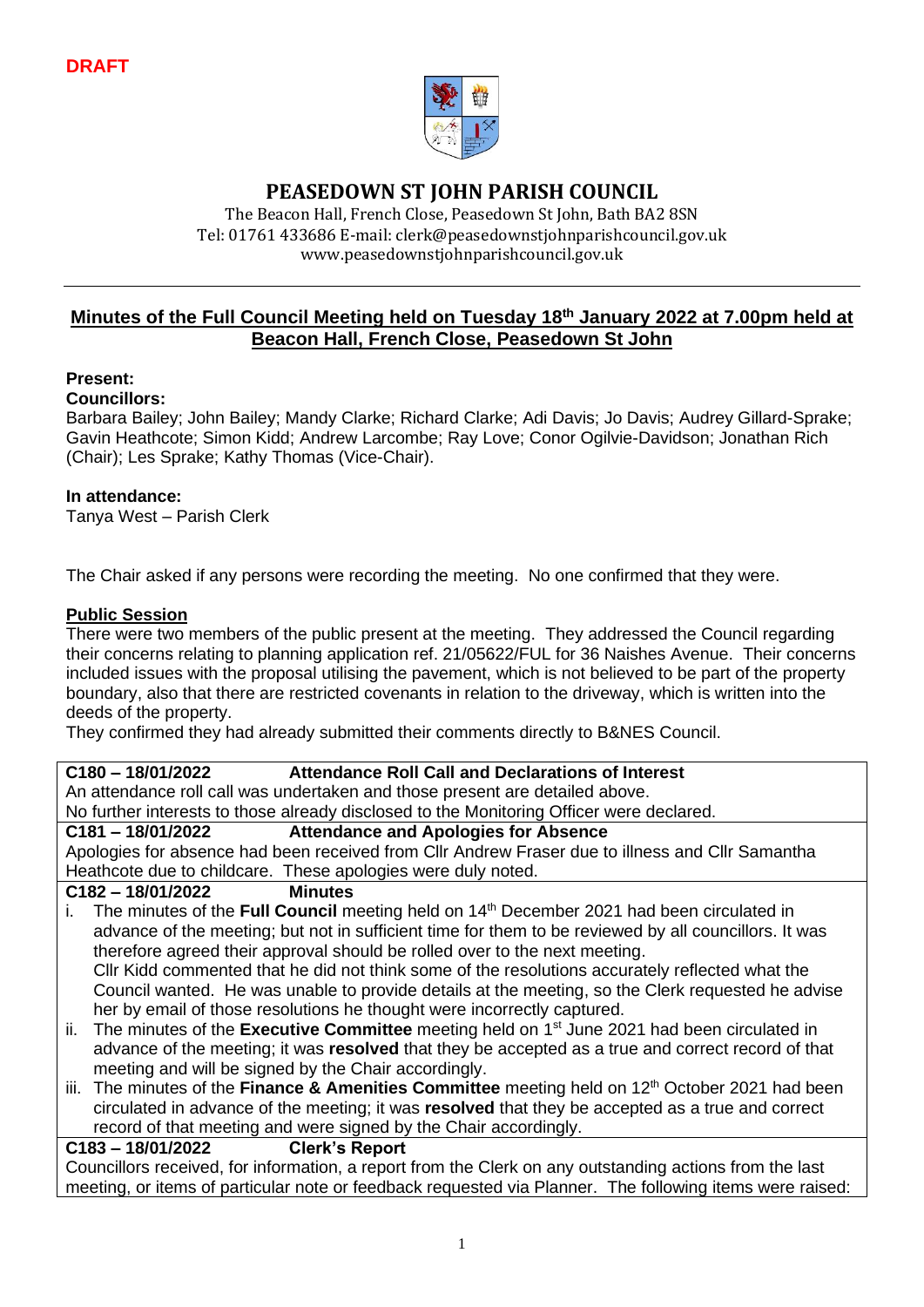**DRAFT**

# PEASEDOWN ST JOHN PARISH COUNCIL

The Beacon Hall, French Close, Peasedown St John, Bath BA2 8SN
Tel: 01761 433686 E-mail: clerk@peasedownstjohnparishcouncil.gov.uk
www.peasedownstjohnparishcouncil.gov.uk

## Minutes of the Full Council Meeting held on Tuesday 18th January 2022 at 7.00pm held at Beacon Hall, French Close, Peasedown St John

**Present:**

**Councillors:**
Barbara Bailey; John Bailey; Mandy Clarke; Richard Clarke; Adi Davis; Jo Davis; Audrey Gillard-Sprake; Gavin Heathcote; Simon Kidd; Andrew Larcombe; Ray Love; Conor Ogilvie-Davidson; Jonathan Rich (Chair); Les Sprake; Kathy Thomas (Vice-Chair).

**In attendance:**
Tanya West – Parish Clerk

The Chair asked if any persons were recording the meeting. No one confirmed that they were.

**Public Session**

There were two members of the public present at the meeting. They addressed the Council regarding their concerns relating to planning application ref. 21/05622/FUL for 36 Naishes Avenue. Their concerns included issues with the proposal utilising the pavement, which is not believed to be part of the property boundary, also that there are restricted covenants in relation to the driveway, which is written into the deeds of the property.

They confirmed they had already submitted their comments directly to B&NES Council.

**C180 – 18/01/2022 Attendance Roll Call and Declarations of Interest**

An attendance roll call was undertaken and those present are detailed above.
No further interests to those already disclosed to the Monitoring Officer were declared.

**C181 – 18/01/2022 Attendance and Apologies for Absence**

Apologies for absence had been received from Cllr Andrew Fraser due to illness and Cllr Samantha Heathcote due to childcare. These apologies were duly noted.

**C182 – 18/01/2022 Minutes**

i. The minutes of the **Full Council** meeting held on 14th December 2021 had been circulated in advance of the meeting; but not in sufficient time for them to be reviewed by all councillors. It was therefore agreed their approval should be rolled over to the next meeting.
Cllr Kidd commented that he did not think some of the resolutions accurately reflected what the Council wanted. He was unable to provide details at the meeting, so the Clerk requested he advise her by email of those resolutions he thought were incorrectly captured.

ii. The minutes of the **Executive Committee** meeting held on 1st June 2021 had been circulated in advance of the meeting; it was **resolved** that they be accepted as a true and correct record of that meeting and will be signed by the Chair accordingly.

iii. The minutes of the **Finance & Amenities Committee** meeting held on 12th October 2021 had been circulated in advance of the meeting; it was **resolved** that they be accepted as a true and correct record of that meeting and were signed by the Chair accordingly.

**C183 – 18/01/2022 Clerk's Report**

Councillors received, for information, a report from the Clerk on any outstanding actions from the last meeting, or items of particular note or feedback requested via Planner. The following items were raised: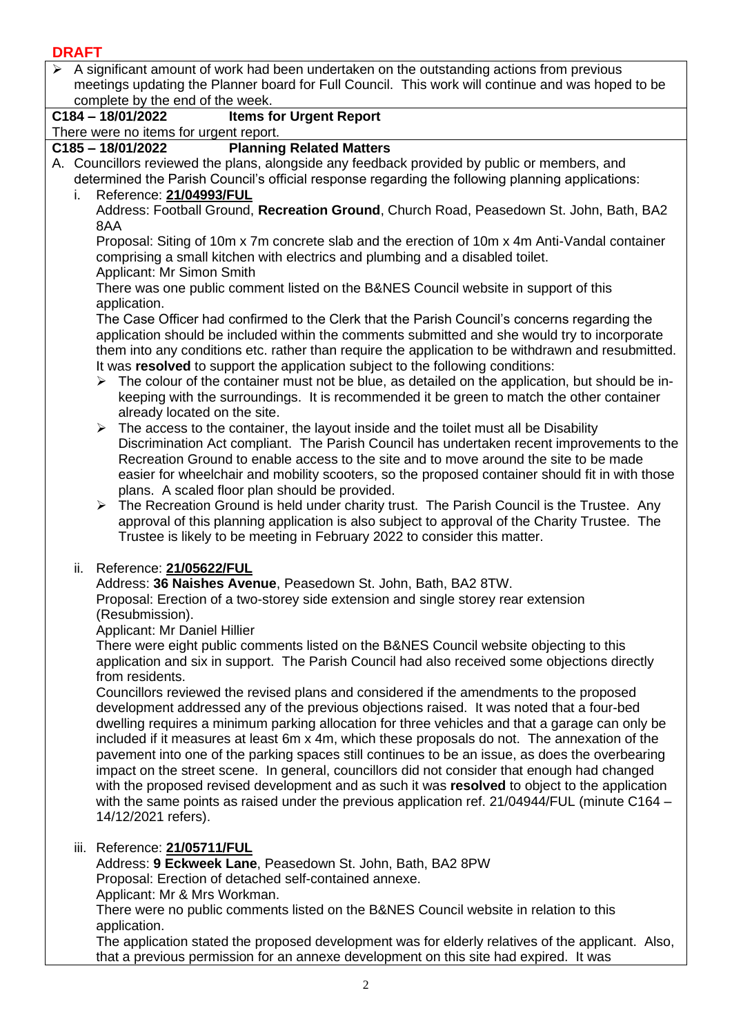**DRAFT**

- A significant amount of work had been undertaken on the outstanding actions from previous meetings updating the Planner board for Full Council. This work will continue and was hoped to be complete by the end of the week.

**C184 – 18/01/2022 Items for Urgent Report**

There were no items for urgent report.

**C185 – 18/01/2022 Planning Related Matters**

A. Councillors reviewed the plans, alongside any feedback provided by public or members, and determined the Parish Council's official response regarding the following planning applications:

i. Reference: **21/04993/FUL**

Address: Football Ground, **Recreation Ground**, Church Road, Peasedown St. John, Bath, BA2 8AA

Proposal: Siting of 10m x 7m concrete slab and the erection of 10m x 4m Anti-Vandal container comprising a small kitchen with electrics and plumbing and a disabled toilet.

Applicant: Mr Simon Smith

There was one public comment listed on the B&NES Council website in support of this application.

The Case Officer had confirmed to the Clerk that the Parish Council's concerns regarding the application should be included within the comments submitted and she would try to incorporate them into any conditions etc. rather than require the application to be withdrawn and resubmitted.

It was **resolved** to support the application subject to the following conditions:

- The colour of the container must not be blue, as detailed on the application, but should be in-keeping with the surroundings. It is recommended it be green to match the other container already located on the site.
- The access to the container, the layout inside and the toilet must all be Disability Discrimination Act compliant. The Parish Council has undertaken recent improvements to the Recreation Ground to enable access to the site and to move around the site to be made easier for wheelchair and mobility scooters, so the proposed container should fit in with those plans. A scaled floor plan should be provided.
- The Recreation Ground is held under charity trust. The Parish Council is the Trustee. Any approval of this planning application is also subject to approval of the Charity Trustee. The Trustee is likely to be meeting in February 2022 to consider this matter.

ii. Reference: **21/05622/FUL**

Address: **36 Naishes Avenue**, Peasedown St. John, Bath, BA2 8TW.

Proposal: Erection of a two-storey side extension and single storey rear extension (Resubmission).

Applicant: Mr Daniel Hillier

There were eight public comments listed on the B&NES Council website objecting to this application and six in support. The Parish Council had also received some objections directly from residents.

Councillors reviewed the revised plans and considered if the amendments to the proposed development addressed any of the previous objections raised. It was noted that a four-bed dwelling requires a minimum parking allocation for three vehicles and that a garage can only be included if it measures at least 6m x 4m, which these proposals do not. The annexation of the pavement into one of the parking spaces still continues to be an issue, as does the overbearing impact on the street scene. In general, councillors did not consider that enough had changed with the proposed revised development and as such it was **resolved** to object to the application with the same points as raised under the previous application ref. 21/04944/FUL (minute C164 – 14/12/2021 refers).

iii. Reference: **21/05711/FUL**

Address: **9 Eckweek Lane**, Peasedown St. John, Bath, BA2 8PW

Proposal: Erection of detached self-contained annexe.

Applicant: Mr & Mrs Workman.

There were no public comments listed on the B&NES Council website in relation to this application.

The application stated the proposed development was for elderly relatives of the applicant. Also, that a previous permission for an annexe development on this site had expired. It was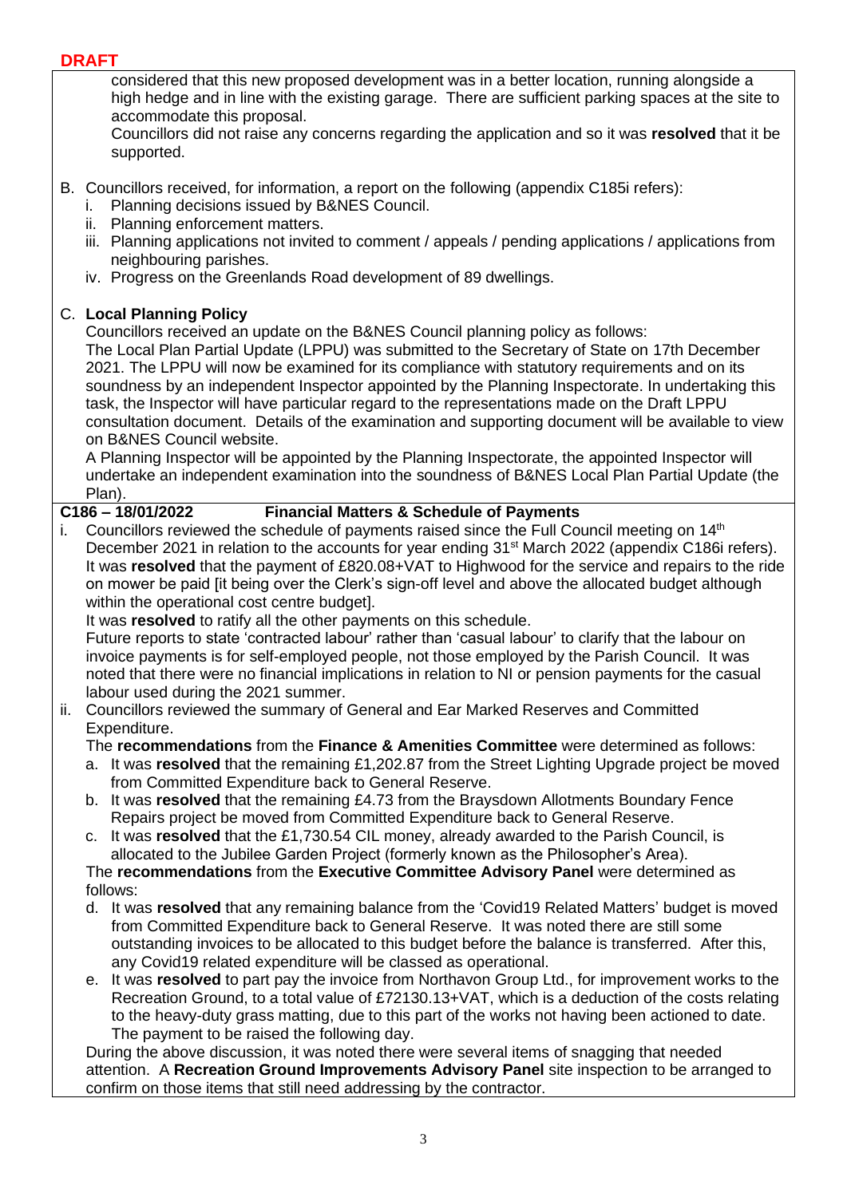**DRAFT**

considered that this new proposed development was in a better location, running alongside a high hedge and in line with the existing garage. There are sufficient parking spaces at the site to accommodate this proposal.

Councillors did not raise any concerns regarding the application and so it was **resolved** that it be supported.

B. Councillors received, for information, a report on the following (appendix C185i refers):
   i. Planning decisions issued by B&NES Council.
   ii. Planning enforcement matters.
   iii. Planning applications not invited to comment / appeals / pending applications / applications from neighbouring parishes.
   iv. Progress on the Greenlands Road development of 89 dwellings.

C. **Local Planning Policy**

   Councillors received an update on the B&NES Council planning policy as follows:

   The Local Plan Partial Update (LPPU) was submitted to the Secretary of State on 17th December 2021. The LPPU will now be examined for its compliance with statutory requirements and on its soundness by an independent Inspector appointed by the Planning Inspectorate. In undertaking this task, the Inspector will have particular regard to the representations made on the Draft LPPU consultation document. Details of the examination and supporting document will be available to view on B&NES Council website.

   A Planning Inspector will be appointed by the Planning Inspectorate, the appointed Inspector will undertake an independent examination into the soundness of B&NES Local Plan Partial Update (the Plan).

**C186 – 18/01/2022 Financial Matters & Schedule of Payments**

i. Councillors reviewed the schedule of payments raised since the Full Council meeting on 14th December 2021 in relation to the accounts for year ending 31st March 2022 (appendix C186i refers). It was **resolved** that the payment of £820.08+VAT to Highwood for the service and repairs to the ride on mower be paid [it being over the Clerk's sign-off level and above the allocated budget although within the operational cost centre budget].

   It was **resolved** to ratify all the other payments on this schedule.

   Future reports to state 'contracted labour' rather than 'casual labour' to clarify that the labour on invoice payments is for self-employed people, not those employed by the Parish Council. It was noted that there were no financial implications in relation to NI or pension payments for the casual labour used during the 2021 summer.

ii. Councillors reviewed the summary of General and Ear Marked Reserves and Committed Expenditure.

   The **recommendations** from the **Finance & Amenities Committee** were determined as follows:

   a. It was **resolved** that the remaining £1,202.87 from the Street Lighting Upgrade project be moved from Committed Expenditure back to General Reserve.
   b. It was **resolved** that the remaining £4.73 from the Braysdown Allotments Boundary Fence Repairs project be moved from Committed Expenditure back to General Reserve.
   c. It was **resolved** that the £1,730.54 CIL money, already awarded to the Parish Council, is allocated to the Jubilee Garden Project (formerly known as the Philosopher's Area).

   The **recommendations** from the **Executive Committee Advisory Panel** were determined as follows:

   d. It was **resolved** that any remaining balance from the 'Covid19 Related Matters' budget is moved from Committed Expenditure back to General Reserve. It was noted there are still some outstanding invoices to be allocated to this budget before the balance is transferred. After this, any Covid19 related expenditure will be classed as operational.
   e. It was **resolved** to part pay the invoice from Northavon Group Ltd., for improvement works to the Recreation Ground, to a total value of £72130.13+VAT, which is a deduction of the costs relating to the heavy-duty grass matting, due to this part of the works not having been actioned to date. The payment to be raised the following day.

   During the above discussion, it was noted there were several items of snagging that needed attention. A **Recreation Ground Improvements Advisory Panel** site inspection to be arranged to confirm on those items that still need addressing by the contractor.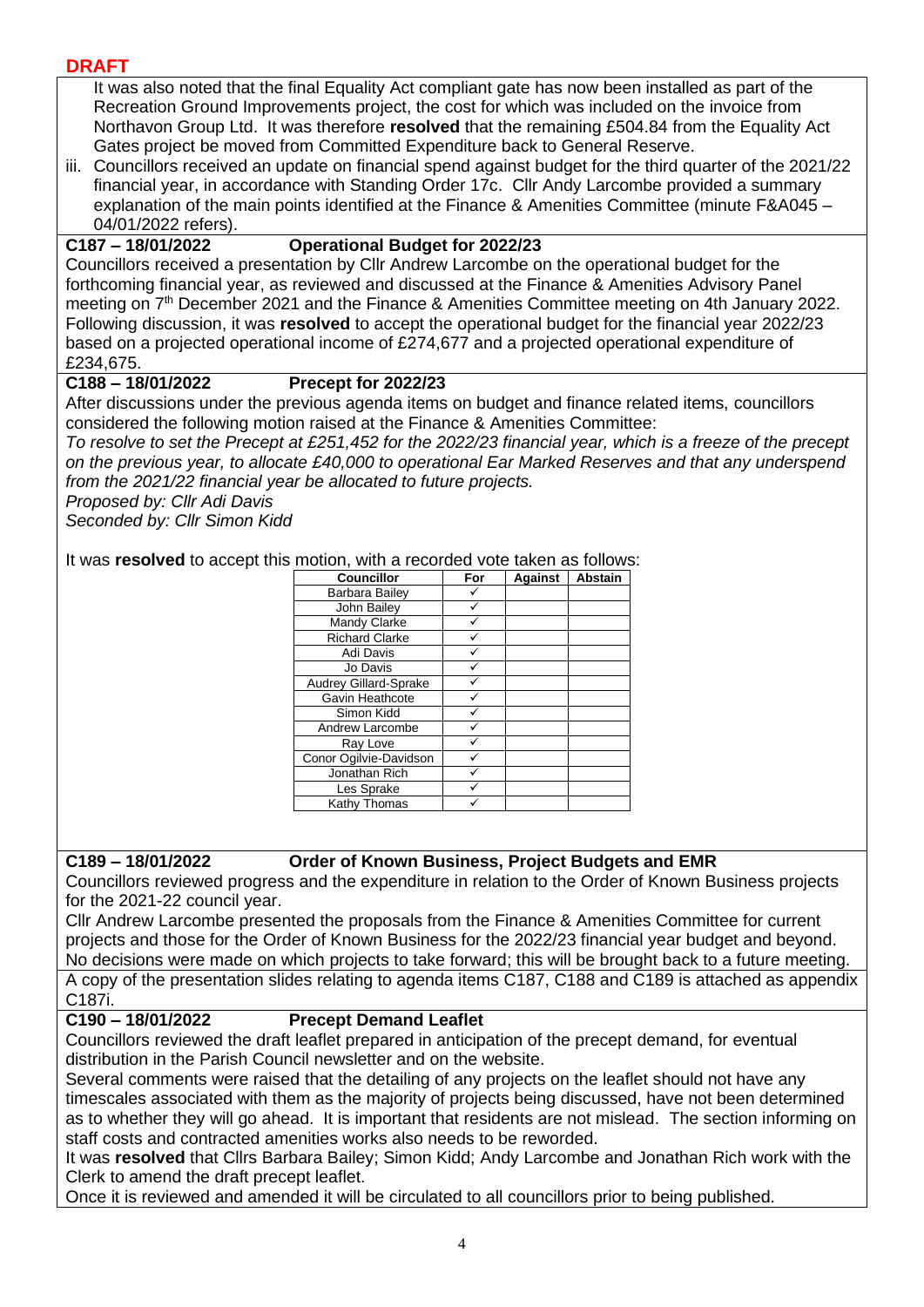**DRAFT**

It was also noted that the final Equality Act compliant gate has now been installed as part of the Recreation Ground Improvements project, the cost for which was included on the invoice from Northavon Group Ltd. It was therefore **resolved** that the remaining £504.84 from the Equality Act Gates project be moved from Committed Expenditure back to General Reserve.

iii. Councillors received an update on financial spend against budget for the third quarter of the 2021/22 financial year, in accordance with Standing Order 17c. Cllr Andy Larcombe provided a summary explanation of the main points identified at the Finance & Amenities Committee (minute F&A045 – 04/01/2022 refers).

**C187 – 18/01/2022 Operational Budget for 2022/23**

Councillors received a presentation by Cllr Andrew Larcombe on the operational budget for the forthcoming financial year, as reviewed and discussed at the Finance & Amenities Advisory Panel meeting on 7th December 2021 and the Finance & Amenities Committee meeting on 4th January 2022. Following discussion, it was **resolved** to accept the operational budget for the financial year 2022/23 based on a projected operational income of £274,677 and a projected operational expenditure of £234,675.

**C188 – 18/01/2022 Precept for 2022/23**

After discussions under the previous agenda items on budget and finance related items, councillors considered the following motion raised at the Finance & Amenities Committee:

*To resolve to set the Precept at £251,452 for the 2022/23 financial year, which is a freeze of the precept on the previous year, to allocate £40,000 to operational Ear Marked Reserves and that any underspend from the 2021/22 financial year be allocated to future projects.*

*Proposed by: Cllr Adi Davis*
*Seconded by: Cllr Simon Kidd*

It was **resolved** to accept this motion, with a recorded vote taken as follows:

| Councillor | For | Against | Abstain |
|---|---|---|---|
| Barbara Bailey | ✓ | | |
| John Bailey | ✓ | | |
| Mandy Clarke | ✓ | | |
| Richard Clarke | ✓ | | |
| Adi Davis | ✓ | | |
| Jo Davis | ✓ | | |
| Audrey Gillard-Sprake | ✓ | | |
| Gavin Heathcote | ✓ | | |
| Simon Kidd | ✓ | | |
| Andrew Larcombe | ✓ | | |
| Ray Love | ✓ | | |
| Conor Ogilvie-Davidson | ✓ | | |
| Jonathan Rich | ✓ | | |
| Les Sprake | ✓ | | |
| Kathy Thomas | ✓ | | |

**C189 – 18/01/2022 Order of Known Business, Project Budgets and EMR**

Councillors reviewed progress and the expenditure in relation to the Order of Known Business projects for the 2021-22 council year.

Cllr Andrew Larcombe presented the proposals from the Finance & Amenities Committee for current projects and those for the Order of Known Business for the 2022/23 financial year budget and beyond. No decisions were made on which projects to take forward; this will be brought back to a future meeting.

A copy of the presentation slides relating to agenda items C187, C188 and C189 is attached as appendix C187i.

**C190 – 18/01/2022 Precept Demand Leaflet**

Councillors reviewed the draft leaflet prepared in anticipation of the precept demand, for eventual distribution in the Parish Council newsletter and on the website.

Several comments were raised that the detailing of any projects on the leaflet should not have any timescales associated with them as the majority of projects being discussed, have not been determined as to whether they will go ahead. It is important that residents are not mislead. The section informing on staff costs and contracted amenities works also needs to be reworded.

It was **resolved** that Cllrs Barbara Bailey; Simon Kidd; Andy Larcombe and Jonathan Rich work with the Clerk to amend the draft precept leaflet.

Once it is reviewed and amended it will be circulated to all councillors prior to being published.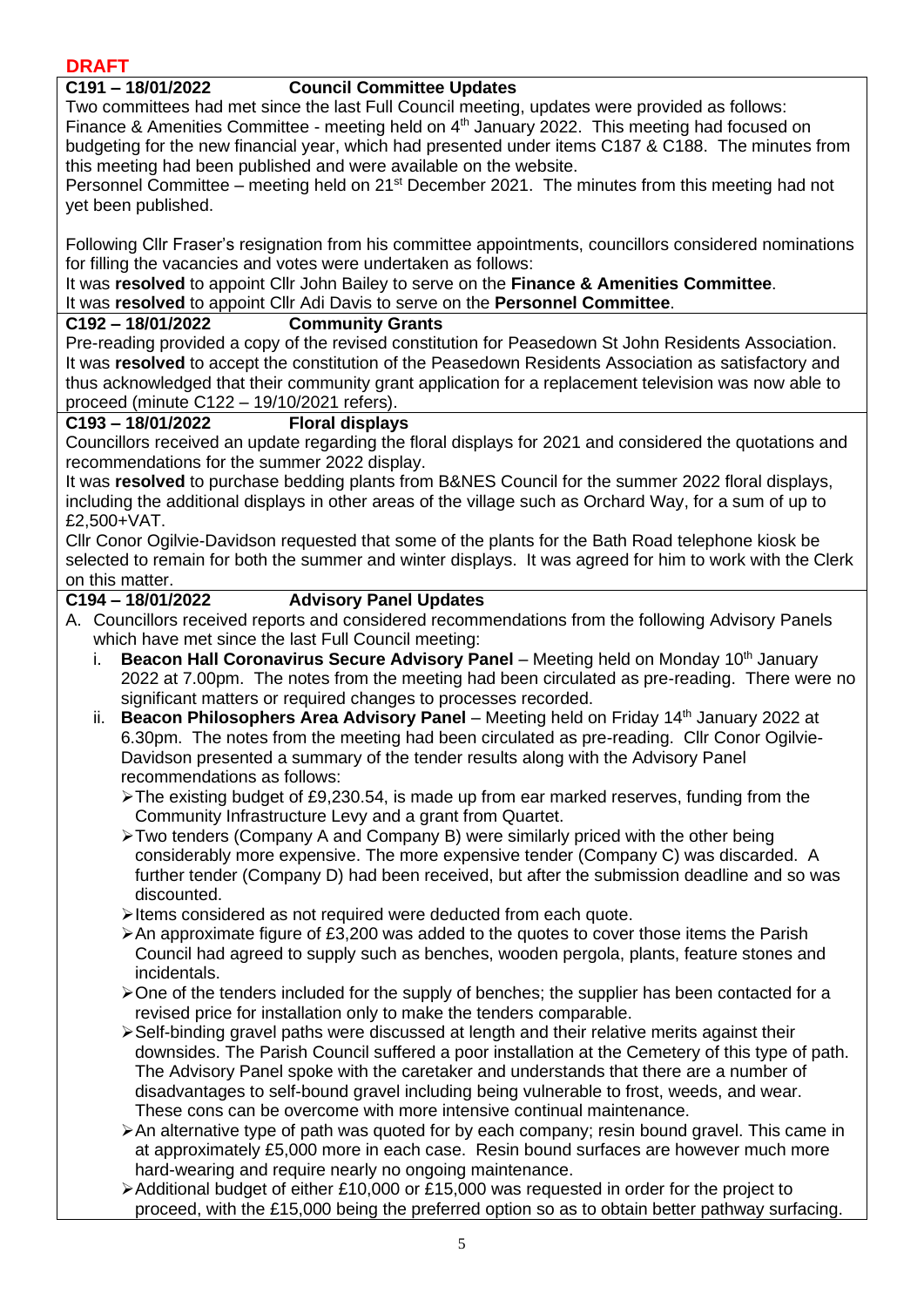**DRAFT**

### C191 – 18/01/2022 Council Committee Updates

Two committees had met since the last Full Council meeting, updates were provided as follows:
Finance & Amenities Committee - meeting held on 4th January 2022. This meeting had focused on budgeting for the new financial year, which had presented under items C187 & C188. The minutes from this meeting had been published and were available on the website.
Personnel Committee – meeting held on 21st December 2021. The minutes from this meeting had not yet been published.

Following Cllr Fraser's resignation from his committee appointments, councillors considered nominations for filling the vacancies and votes were undertaken as follows:
It was **resolved** to appoint Cllr John Bailey to serve on the **Finance & Amenities Committee**.
It was **resolved** to appoint Cllr Adi Davis to serve on the **Personnel Committee**.

### C192 – 18/01/2022 Community Grants

Pre-reading provided a copy of the revised constitution for Peasedown St John Residents Association. It was **resolved** to accept the constitution of the Peasedown Residents Association as satisfactory and thus acknowledged that their community grant application for a replacement television was now able to proceed (minute C122 – 19/10/2021 refers).

### C193 – 18/01/2022 Floral displays

Councillors received an update regarding the floral displays for 2021 and considered the quotations and recommendations for the summer 2022 display.
It was **resolved** to purchase bedding plants from B&NES Council for the summer 2022 floral displays, including the additional displays in other areas of the village such as Orchard Way, for a sum of up to £2,500+VAT.
Cllr Conor Ogilvie-Davidson requested that some of the plants for the Bath Road telephone kiosk be selected to remain for both the summer and winter displays. It was agreed for him to work with the Clerk on this matter.

### C194 – 18/01/2022 Advisory Panel Updates

A. Councillors received reports and considered recommendations from the following Advisory Panels which have met since the last Full Council meeting:
   i. **Beacon Hall Coronavirus Secure Advisory Panel** – Meeting held on Monday 10th January 2022 at 7.00pm. The notes from the meeting had been circulated as pre-reading. There were no significant matters or required changes to processes recorded.
   ii. **Beacon Philosophers Area Advisory Panel** – Meeting held on Friday 14th January 2022 at 6.30pm. The notes from the meeting had been circulated as pre-reading. Cllr Conor Ogilvie-Davidson presented a summary of the tender results along with the Advisory Panel recommendations as follows:
      - The existing budget of £9,230.54, is made up from ear marked reserves, funding from the Community Infrastructure Levy and a grant from Quartet.
      - Two tenders (Company A and Company B) were similarly priced with the other being considerably more expensive. The more expensive tender (Company C) was discarded. A further tender (Company D) had been received, but after the submission deadline and so was discounted.
      - Items considered as not required were deducted from each quote.
      - An approximate figure of £3,200 was added to the quotes to cover those items the Parish Council had agreed to supply such as benches, wooden pergola, plants, feature stones and incidentals.
      - One of the tenders included for the supply of benches; the supplier has been contacted for a revised price for installation only to make the tenders comparable.
      - Self-binding gravel paths were discussed at length and their relative merits against their downsides. The Parish Council suffered a poor installation at the Cemetery of this type of path. The Advisory Panel spoke with the caretaker and understands that there are a number of disadvantages to self-bound gravel including being vulnerable to frost, weeds, and wear. These cons can be overcome with more intensive continual maintenance.
      - An alternative type of path was quoted for by each company; resin bound gravel. This came in at approximately £5,000 more in each case. Resin bound surfaces are however much more hard-wearing and require nearly no ongoing maintenance.
      - Additional budget of either £10,000 or £15,000 was requested in order for the project to proceed, with the £15,000 being the preferred option so as to obtain better pathway surfacing.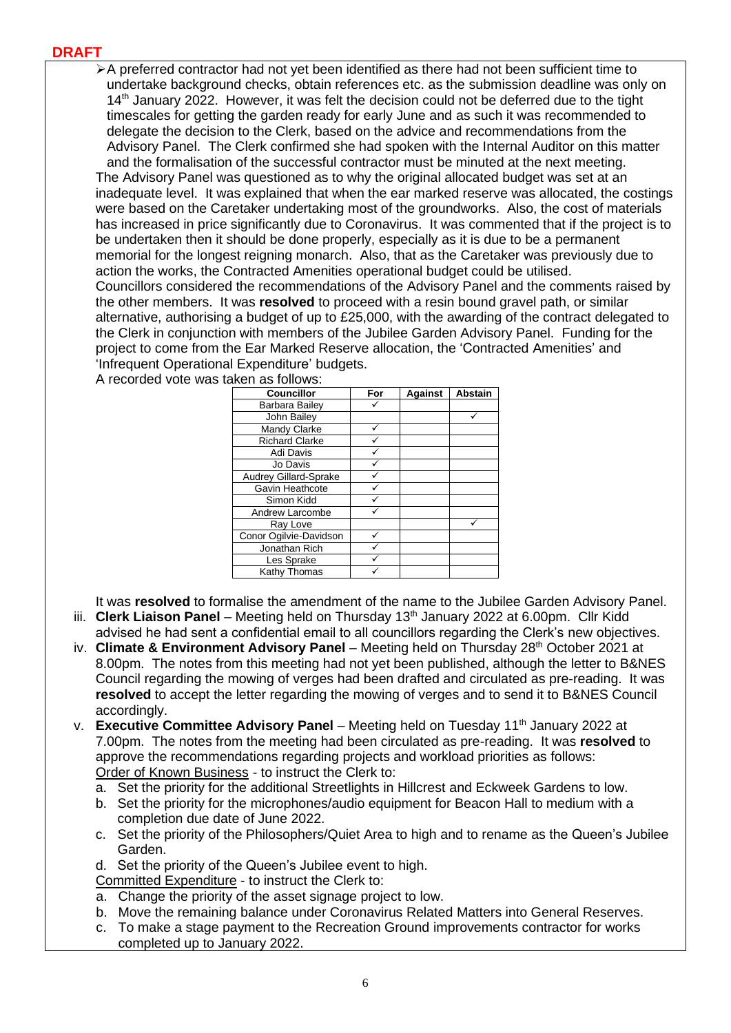**DRAFT**

- A preferred contractor had not yet been identified as there had not been sufficient time to undertake background checks, obtain references etc. as the submission deadline was only on 14th January 2022. However, it was felt the decision could not be deferred due to the tight timescales for getting the garden ready for early June and as such it was recommended to delegate the decision to the Clerk, based on the advice and recommendations from the Advisory Panel. The Clerk confirmed she had spoken with the Internal Auditor on this matter and the formalisation of the successful contractor must be minuted at the next meeting.

The Advisory Panel was questioned as to why the original allocated budget was set at an inadequate level. It was explained that when the ear marked reserve was allocated, the costings were based on the Caretaker undertaking most of the groundworks. Also, the cost of materials has increased in price significantly due to Coronavirus. It was commented that if the project is to be undertaken then it should be done properly, especially as it is due to be a permanent memorial for the longest reigning monarch. Also, that as the Caretaker was previously due to action the works, the Contracted Amenities operational budget could be utilised.

Councillors considered the recommendations of the Advisory Panel and the comments raised by the other members. It was **resolved** to proceed with a resin bound gravel path, or similar alternative, authorising a budget of up to £25,000, with the awarding of the contract delegated to the Clerk in conjunction with members of the Jubilee Garden Advisory Panel. Funding for the project to come from the Ear Marked Reserve allocation, the 'Contracted Amenities' and 'Infrequent Operational Expenditure' budgets.

A recorded vote was taken as follows:

| Councillor | For | Against | Abstain |
|---|---|---|---|
| Barbara Bailey | ✓ | | |
| John Bailey | | | ✓ |
| Mandy Clarke | ✓ | | |
| Richard Clarke | ✓ | | |
| Adi Davis | ✓ | | |
| Jo Davis | ✓ | | |
| Audrey Gillard-Sprake | ✓ | | |
| Gavin Heathcote | ✓ | | |
| Simon Kidd | ✓ | | |
| Andrew Larcombe | ✓ | | |
| Ray Love | | | ✓ |
| Conor Ogilvie-Davidson | ✓ | | |
| Jonathan Rich | ✓ | | |
| Les Sprake | ✓ | | |
| Kathy Thomas | ✓ | | |

It was **resolved** to formalise the amendment of the name to the Jubilee Garden Advisory Panel.

iii. **Clerk Liaison Panel** – Meeting held on Thursday 13th January 2022 at 6.00pm. Cllr Kidd advised he had sent a confidential email to all councillors regarding the Clerk's new objectives.

iv. **Climate & Environment Advisory Panel** – Meeting held on Thursday 28th October 2021 at 8.00pm. The notes from this meeting had not yet been published, although the letter to B&NES Council regarding the mowing of verges had been drafted and circulated as pre-reading. It was **resolved** to accept the letter regarding the mowing of verges and to send it to B&NES Council accordingly.

v. **Executive Committee Advisory Panel** – Meeting held on Tuesday 11th January 2022 at 7.00pm. The notes from the meeting had been circulated as pre-reading. It was **resolved** to approve the recommendations regarding projects and workload priorities as follows:

<u>Order of Known Business</u> - to instruct the Clerk to:

a. Set the priority for the additional Streetlights in Hillcrest and Eckweek Gardens to low.
b. Set the priority for the microphones/audio equipment for Beacon Hall to medium with a completion due date of June 2022.
c. Set the priority of the Philosophers/Quiet Area to high and to rename as the Queen's Jubilee Garden.
d. Set the priority of the Queen's Jubilee event to high.

<u>Committed Expenditure</u> - to instruct the Clerk to:

a. Change the priority of the asset signage project to low.
b. Move the remaining balance under Coronavirus Related Matters into General Reserves.
c. To make a stage payment to the Recreation Ground improvements contractor for works completed up to January 2022.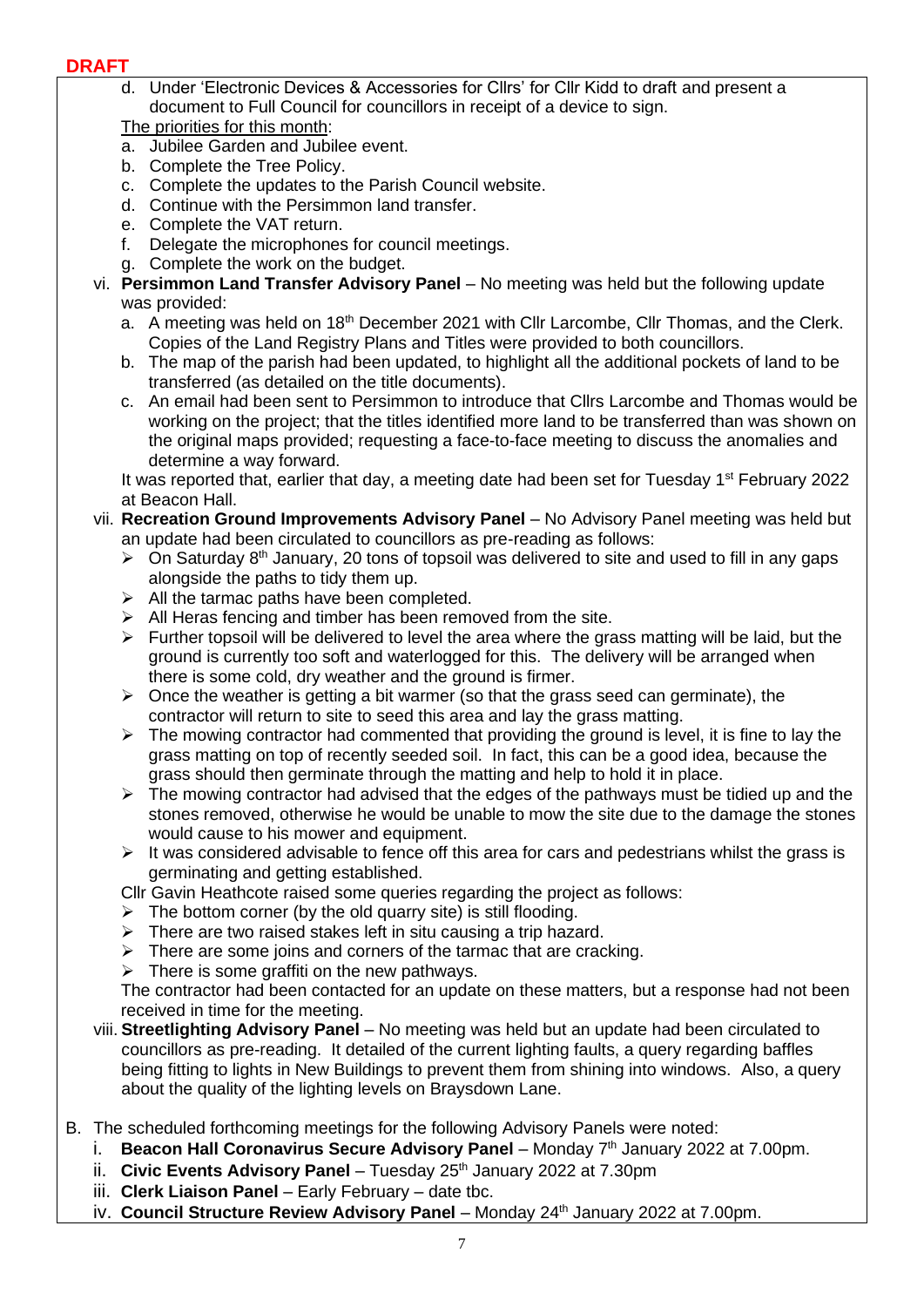**DRAFT**

d. Under 'Electronic Devices & Accessories for Cllrs' for Cllr Kidd to draft and present a document to Full Council for councillors in receipt of a device to sign.

The priorities for this month:

a. Jubilee Garden and Jubilee event.
b. Complete the Tree Policy.
c. Complete the updates to the Parish Council website.
d. Continue with the Persimmon land transfer.
e. Complete the VAT return.
f. Delegate the microphones for council meetings.
g. Complete the work on the budget.

vi. **Persimmon Land Transfer Advisory Panel** – No meeting was held but the following update was provided:

a. A meeting was held on 18th December 2021 with Cllr Larcombe, Cllr Thomas, and the Clerk. Copies of the Land Registry Plans and Titles were provided to both councillors.
b. The map of the parish had been updated, to highlight all the additional pockets of land to be transferred (as detailed on the title documents).
c. An email had been sent to Persimmon to introduce that Cllrs Larcombe and Thomas would be working on the project; that the titles identified more land to be transferred than was shown on the original maps provided; requesting a face-to-face meeting to discuss the anomalies and determine a way forward.

It was reported that, earlier that day, a meeting date had been set for Tuesday 1st February 2022 at Beacon Hall.

vii. **Recreation Ground Improvements Advisory Panel** – No Advisory Panel meeting was held but an update had been circulated to councillors as pre-reading as follows:

- On Saturday 8th January, 20 tons of topsoil was delivered to site and used to fill in any gaps alongside the paths to tidy them up.
- All the tarmac paths have been completed.
- All Heras fencing and timber has been removed from the site.
- Further topsoil will be delivered to level the area where the grass matting will be laid, but the ground is currently too soft and waterlogged for this. The delivery will be arranged when there is some cold, dry weather and the ground is firmer.
- Once the weather is getting a bit warmer (so that the grass seed can germinate), the contractor will return to site to seed this area and lay the grass matting.
- The mowing contractor had commented that providing the ground is level, it is fine to lay the grass matting on top of recently seeded soil. In fact, this can be a good idea, because the grass should then germinate through the matting and help to hold it in place.
- The mowing contractor had advised that the edges of the pathways must be tidied up and the stones removed, otherwise he would be unable to mow the site due to the damage the stones would cause to his mower and equipment.
- It was considered advisable to fence off this area for cars and pedestrians whilst the grass is germinating and getting established.

Cllr Gavin Heathcote raised some queries regarding the project as follows:

- The bottom corner (by the old quarry site) is still flooding.
- There are two raised stakes left in situ causing a trip hazard.
- There are some joins and corners of the tarmac that are cracking.
- There is some graffiti on the new pathways.

The contractor had been contacted for an update on these matters, but a response had not been received in time for the meeting.

viii. **Streetlighting Advisory Panel** – No meeting was held but an update had been circulated to councillors as pre-reading. It detailed of the current lighting faults, a query regarding baffles being fitting to lights in New Buildings to prevent them from shining into windows. Also, a query about the quality of the lighting levels on Braysdown Lane.

B. The scheduled forthcoming meetings for the following Advisory Panels were noted:

i. **Beacon Hall Coronavirus Secure Advisory Panel** – Monday 7th January 2022 at 7.00pm.
ii. **Civic Events Advisory Panel** – Tuesday 25th January 2022 at 7.30pm
iii. **Clerk Liaison Panel** – Early February – date tbc.
iv. **Council Structure Review Advisory Panel** – Monday 24th January 2022 at 7.00pm.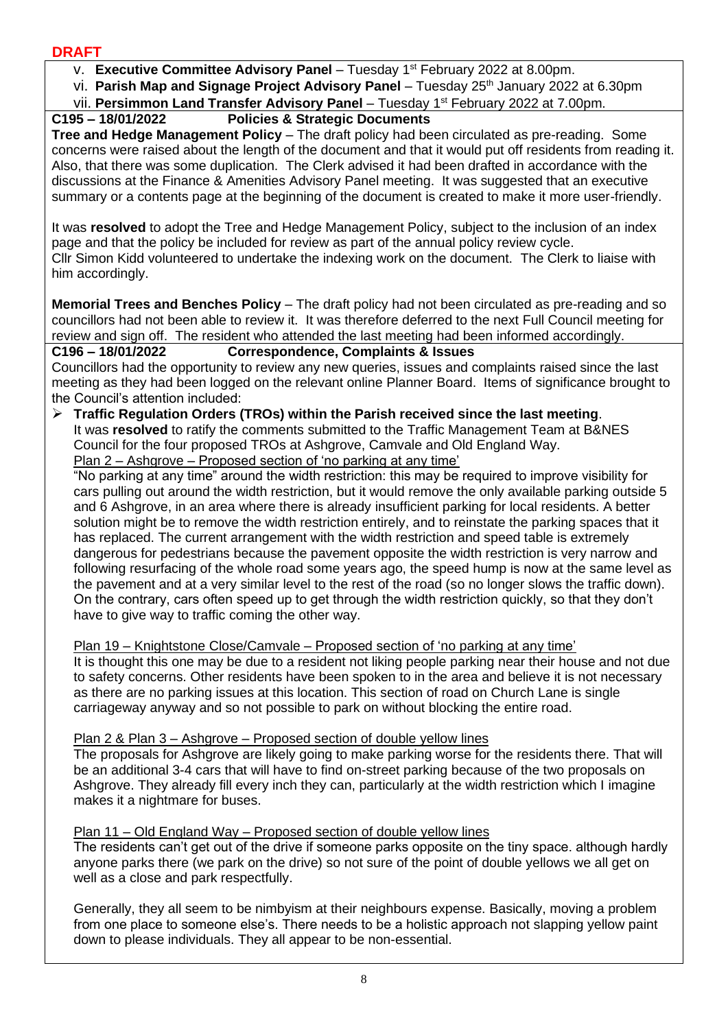**DRAFT**

v. **Executive Committee Advisory Panel** – Tuesday 1st February 2022 at 8.00pm.

vi. **Parish Map and Signage Project Advisory Panel** – Tuesday 25th January 2022 at 6.30pm

vii. **Persimmon Land Transfer Advisory Panel** – Tuesday 1st February 2022 at 7.00pm.

**C195 – 18/01/2022 Policies & Strategic Documents**

**Tree and Hedge Management Policy** – The draft policy had been circulated as pre-reading. Some concerns were raised about the length of the document and that it would put off residents from reading it. Also, that there was some duplication. The Clerk advised it had been drafted in accordance with the discussions at the Finance & Amenities Advisory Panel meeting. It was suggested that an executive summary or a contents page at the beginning of the document is created to make it more user-friendly.

It was **resolved** to adopt the Tree and Hedge Management Policy, subject to the inclusion of an index page and that the policy be included for review as part of the annual policy review cycle.
Cllr Simon Kidd volunteered to undertake the indexing work on the document. The Clerk to liaise with him accordingly.

**Memorial Trees and Benches Policy** – The draft policy had not been circulated as pre-reading and so councillors had not been able to review it. It was therefore deferred to the next Full Council meeting for review and sign off. The resident who attended the last meeting had been informed accordingly.

**C196 – 18/01/2022 Correspondence, Complaints & Issues**

Councillors had the opportunity to review any new queries, issues and complaints raised since the last meeting as they had been logged on the relevant online Planner Board. Items of significance brought to the Council's attention included:

- **Traffic Regulation Orders (TROs) within the Parish received since the last meeting**.
  It was **resolved** to ratify the comments submitted to the Traffic Management Team at B&NES Council for the four proposed TROs at Ashgrove, Camvale and Old England Way.

  Plan 2 – Ashgrove – Proposed section of 'no parking at any time'

  "No parking at any time" around the width restriction: this may be required to improve visibility for cars pulling out around the width restriction, but it would remove the only available parking outside 5 and 6 Ashgrove, in an area where there is already insufficient parking for local residents. A better solution might be to remove the width restriction entirely, and to reinstate the parking spaces that it has replaced. The current arrangement with the width restriction and speed table is extremely dangerous for pedestrians because the pavement opposite the width restriction is very narrow and following resurfacing of the whole road some years ago, the speed hump is now at the same level as the pavement and at a very similar level to the rest of the road (so no longer slows the traffic down). On the contrary, cars often speed up to get through the width restriction quickly, so that they don't have to give way to traffic coming the other way.

  Plan 19 – Knightstone Close/Camvale – Proposed section of 'no parking at any time'

  It is thought this one may be due to a resident not liking people parking near their house and not due to safety concerns. Other residents have been spoken to in the area and believe it is not necessary as there are no parking issues at this location. This section of road on Church Lane is single carriageway anyway and so not possible to park on without blocking the entire road.

  Plan 2 & Plan 3 – Ashgrove – Proposed section of double yellow lines

  The proposals for Ashgrove are likely going to make parking worse for the residents there. That will be an additional 3-4 cars that will have to find on-street parking because of the two proposals on Ashgrove. They already fill every inch they can, particularly at the width restriction which I imagine makes it a nightmare for buses.

  Plan 11 – Old England Way – Proposed section of double yellow lines

  The residents can't get out of the drive if someone parks opposite on the tiny space. although hardly anyone parks there (we park on the drive) so not sure of the point of double yellows we all get on well as a close and park respectfully.

  Generally, they all seem to be nimbyism at their neighbours expense. Basically, moving a problem from one place to someone else's. There needs to be a holistic approach not slapping yellow paint down to please individuals. They all appear to be non-essential.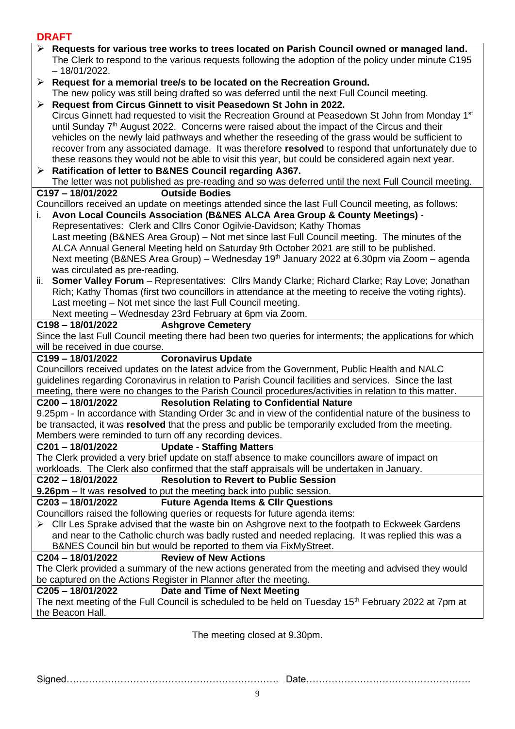**DRAFT**

- **Requests for various tree works to trees located on Parish Council owned or managed land.** The Clerk to respond to the various requests following the adoption of the policy under minute C195 – 18/01/2022.
- **Request for a memorial tree/s to be located on the Recreation Ground.** The new policy was still being drafted so was deferred until the next Full Council meeting.
- **Request from Circus Ginnett to visit Peasedown St John in 2022.** Circus Ginnett had requested to visit the Recreation Ground at Peasedown St John from Monday 1st until Sunday 7th August 2022. Concerns were raised about the impact of the Circus and their vehicles on the newly laid pathways and whether the reseeding of the grass would be sufficient to recover from any associated damage. It was therefore **resolved** to respond that unfortunately due to these reasons they would not be able to visit this year, but could be considered again next year.
- **Ratification of letter to B&NES Council regarding A367.** The letter was not published as pre-reading and so was deferred until the next Full Council meeting.

**C197 – 18/01/2022 Outside Bodies**

Councillors received an update on meetings attended since the last Full Council meeting, as follows:

i. **Avon Local Councils Association (B&NES ALCA Area Group & County Meetings)** - Representatives: Clerk and Cllrs Conor Ogilvie-Davidson; Kathy Thomas
Last meeting (B&NES Area Group) – Not met since last Full Council meeting. The minutes of the ALCA Annual General Meeting held on Saturday 9th October 2021 are still to be published.
Next meeting (B&NES Area Group) – Wednesday 19th January 2022 at 6.30pm via Zoom – agenda was circulated as pre-reading.

ii. **Somer Valley Forum** – Representatives: Cllrs Mandy Clarke; Richard Clarke; Ray Love; Jonathan Rich; Kathy Thomas (first two councillors in attendance at the meeting to receive the voting rights).
Last meeting – Not met since the last Full Council meeting.
Next meeting – Wednesday 23rd February at 6pm via Zoom.

**C198 – 18/01/2022 Ashgrove Cemetery**

Since the last Full Council meeting there had been two queries for interments; the applications for which will be received in due course.

**C199 – 18/01/2022 Coronavirus Update**

Councillors received updates on the latest advice from the Government, Public Health and NALC guidelines regarding Coronavirus in relation to Parish Council facilities and services. Since the last meeting, there were no changes to the Parish Council procedures/activities in relation to this matter.

**C200 – 18/01/2022 Resolution Relating to Confidential Nature**

9.25pm - In accordance with Standing Order 3c and in view of the confidential nature of the business to be transacted, it was **resolved** that the press and public be temporarily excluded from the meeting. Members were reminded to turn off any recording devices.

**C201 – 18/01/2022 Update - Staffing Matters**

The Clerk provided a very brief update on staff absence to make councillors aware of impact on workloads. The Clerk also confirmed that the staff appraisals will be undertaken in January.

**C202 – 18/01/2022 Resolution to Revert to Public Session**

**9.26pm** – It was **resolved** to put the meeting back into public session.

**C203 – 18/01/2022 Future Agenda Items & Cllr Questions**

Councillors raised the following queries or requests for future agenda items:

- Cllr Les Sprake advised that the waste bin on Ashgrove next to the footpath to Eckweek Gardens and near to the Catholic church was badly rusted and needed replacing. It was replied this was a B&NES Council bin but would be reported to them via FixMyStreet.

**C204 – 18/01/2022 Review of New Actions**

The Clerk provided a summary of the new actions generated from the meeting and advised they would be captured on the Actions Register in Planner after the meeting.

**C205 – 18/01/2022 Date and Time of Next Meeting**

The next meeting of the Full Council is scheduled to be held on Tuesday 15th February 2022 at 7pm at the Beacon Hall.

The meeting closed at 9.30pm.

Signed………………………………………………………… Date……………………………………………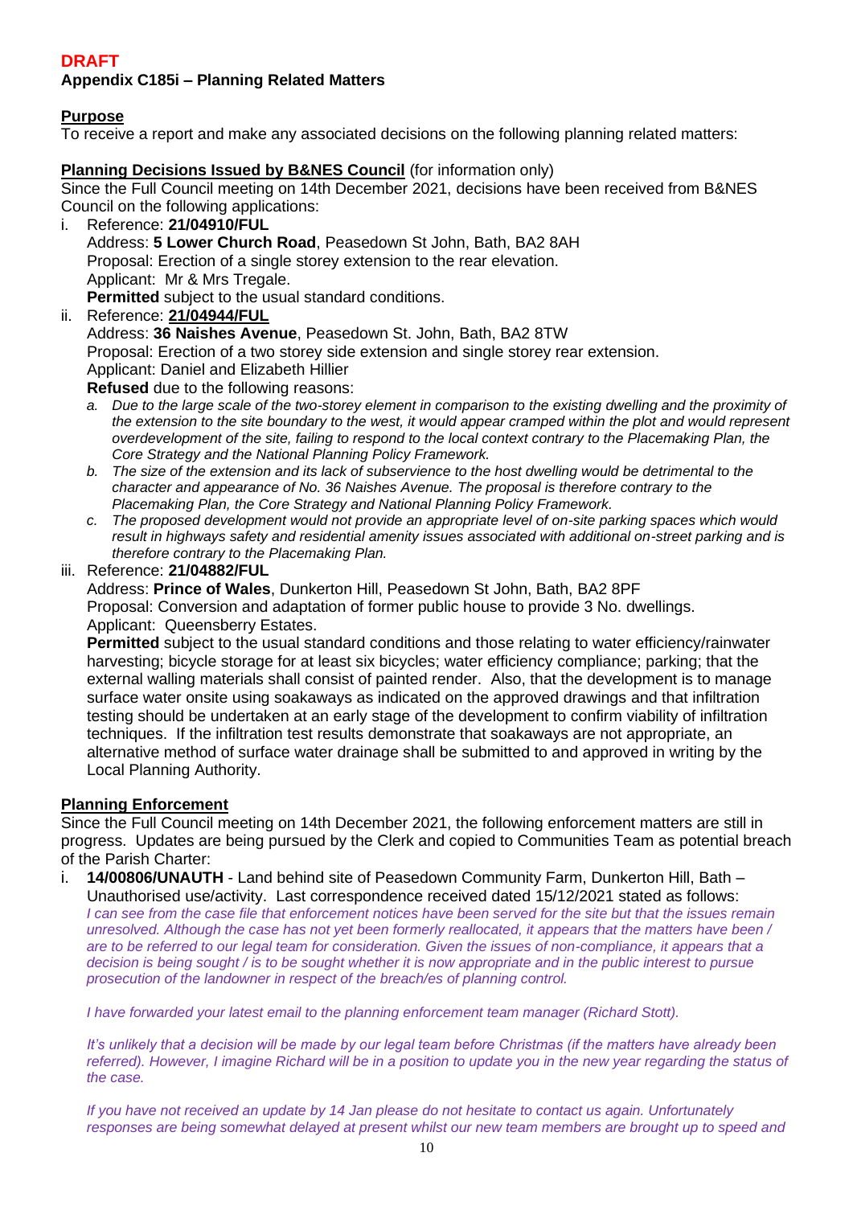**DRAFT**

**Appendix C185i – Planning Related Matters**

**Purpose**

To receive a report and make any associated decisions on the following planning related matters:

**Planning Decisions Issued by B&NES Council** (for information only)

Since the Full Council meeting on 14th December 2021, decisions have been received from B&NES Council on the following applications:

i. Reference: **21/04910/FUL**
   Address: **5 Lower Church Road**, Peasedown St John, Bath, BA2 8AH
   Proposal: Erection of a single storey extension to the rear elevation.
   Applicant: Mr & Mrs Tregale.
   **Permitted** subject to the usual standard conditions.

ii. Reference: **21/04944/FUL**
   Address: **36 Naishes Avenue**, Peasedown St. John, Bath, BA2 8TW
   Proposal: Erection of a two storey side extension and single storey rear extension.
   Applicant: Daniel and Elizabeth Hillier
   **Refused** due to the following reasons:
   a. *Due to the large scale of the two-storey element in comparison to the existing dwelling and the proximity of the extension to the site boundary to the west, it would appear cramped within the plot and would represent overdevelopment of the site, failing to respond to the local context contrary to the Placemaking Plan, the Core Strategy and the National Planning Policy Framework.*
   b. *The size of the extension and its lack of subservience to the host dwelling would be detrimental to the character and appearance of No. 36 Naishes Avenue. The proposal is therefore contrary to the Placemaking Plan, the Core Strategy and National Planning Policy Framework.*
   c. *The proposed development would not provide an appropriate level of on-site parking spaces which would result in highways safety and residential amenity issues associated with additional on-street parking and is therefore contrary to the Placemaking Plan.*

iii. Reference: **21/04882/FUL**
   Address: **Prince of Wales**, Dunkerton Hill, Peasedown St John, Bath, BA2 8PF
   Proposal: Conversion and adaptation of former public house to provide 3 No. dwellings.
   Applicant: Queensberry Estates.
   **Permitted** subject to the usual standard conditions and those relating to water efficiency/rainwater harvesting; bicycle storage for at least six bicycles; water efficiency compliance; parking; that the external walling materials shall consist of painted render. Also, that the development is to manage surface water onsite using soakaways as indicated on the approved drawings and that infiltration testing should be undertaken at an early stage of the development to confirm viability of infiltration techniques. If the infiltration test results demonstrate that soakaways are not appropriate, an alternative method of surface water drainage shall be submitted to and approved in writing by the Local Planning Authority.

**Planning Enforcement**

Since the Full Council meeting on 14th December 2021, the following enforcement matters are still in progress. Updates are being pursued by the Clerk and copied to Communities Team as potential breach of the Parish Charter:

i. **14/00806/UNAUTH** - Land behind site of Peasedown Community Farm, Dunkerton Hill, Bath – Unauthorised use/activity. Last correspondence received dated 15/12/2021 stated as follows:
   *I can see from the case file that enforcement notices have been served for the site but that the issues remain unresolved. Although the case has not yet been formerly reallocated, it appears that the matters have been / are to be referred to our legal team for consideration. Given the issues of non-compliance, it appears that a decision is being sought / is to be sought whether it is now appropriate and in the public interest to pursue prosecution of the landowner in respect of the breach/es of planning control.*

   *I have forwarded your latest email to the planning enforcement team manager (Richard Stott).*

   *It's unlikely that a decision will be made by our legal team before Christmas (if the matters have already been referred). However, I imagine Richard will be in a position to update you in the new year regarding the status of the case.*

   *If you have not received an update by 14 Jan please do not hesitate to contact us again. Unfortunately responses are being somewhat delayed at present whilst our new team members are brought up to speed and*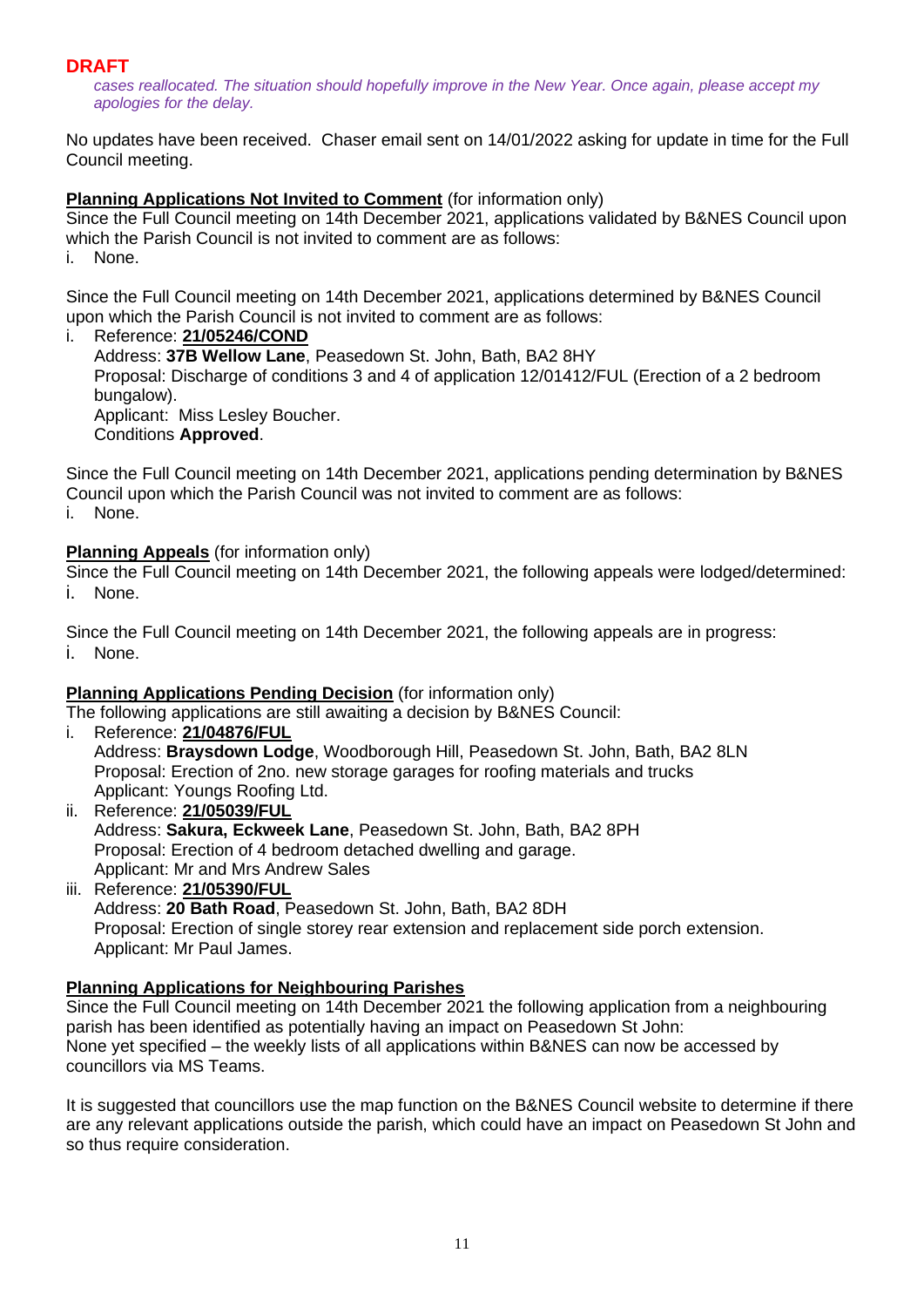**DRAFT**

*cases reallocated. The situation should hopefully improve in the New Year. Once again, please accept my apologies for the delay.*

No updates have been received. Chaser email sent on 14/01/2022 asking for update in time for the Full Council meeting.

**Planning Applications Not Invited to Comment** (for information only)

Since the Full Council meeting on 14th December 2021, applications validated by B&NES Council upon which the Parish Council is not invited to comment are as follows:

i. None.

Since the Full Council meeting on 14th December 2021, applications determined by B&NES Council upon which the Parish Council is not invited to comment are as follows:

i. Reference: **21/05246/COND**
   Address: **37B Wellow Lane**, Peasedown St. John, Bath, BA2 8HY
   Proposal: Discharge of conditions 3 and 4 of application 12/01412/FUL (Erection of a 2 bedroom bungalow).
   Applicant: Miss Lesley Boucher.
   Conditions **Approved**.

Since the Full Council meeting on 14th December 2021, applications pending determination by B&NES Council upon which the Parish Council was not invited to comment are as follows:

i. None.

**Planning Appeals** (for information only)

Since the Full Council meeting on 14th December 2021, the following appeals were lodged/determined:

i. None.

Since the Full Council meeting on 14th December 2021, the following appeals are in progress:

i. None.

**Planning Applications Pending Decision** (for information only)

The following applications are still awaiting a decision by B&NES Council:

i. Reference: **21/04876/FUL**
   Address: **Braysdown Lodge**, Woodborough Hill, Peasedown St. John, Bath, BA2 8LN
   Proposal: Erection of 2no. new storage garages for roofing materials and trucks
   Applicant: Youngs Roofing Ltd.
ii. Reference: **21/05039/FUL**
   Address: **Sakura, Eckweek Lane**, Peasedown St. John, Bath, BA2 8PH
   Proposal: Erection of 4 bedroom detached dwelling and garage.
   Applicant: Mr and Mrs Andrew Sales
iii. Reference: **21/05390/FUL**
   Address: **20 Bath Road**, Peasedown St. John, Bath, BA2 8DH
   Proposal: Erection of single storey rear extension and replacement side porch extension.
   Applicant: Mr Paul James.

**Planning Applications for Neighbouring Parishes**

Since the Full Council meeting on 14th December 2021 the following application from a neighbouring parish has been identified as potentially having an impact on Peasedown St John:
None yet specified – the weekly lists of all applications within B&NES can now be accessed by councillors via MS Teams.

It is suggested that councillors use the map function on the B&NES Council website to determine if there are any relevant applications outside the parish, which could have an impact on Peasedown St John and so thus require consideration.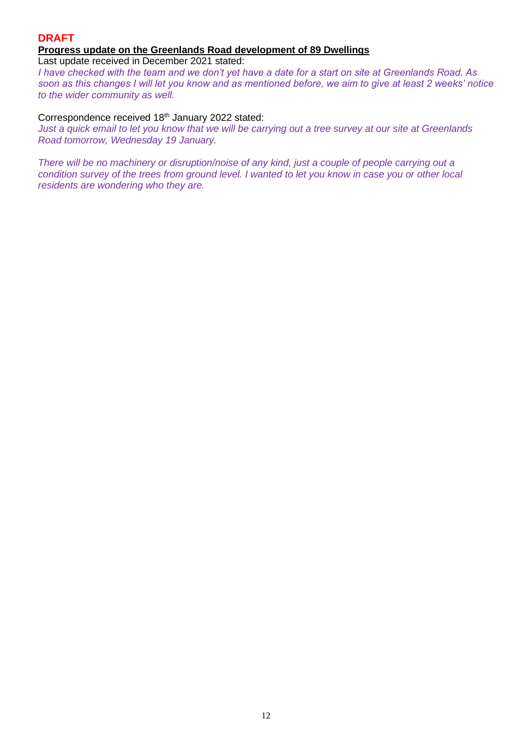**DRAFT**

**Progress update on the Greenlands Road development of 89 Dwellings**

Last update received in December 2021 stated:

*I have checked with the team and we don't yet have a date for a start on site at Greenlands Road. As soon as this changes I will let you know and as mentioned before, we aim to give at least 2 weeks' notice to the wider community as well.*

Correspondence received 18th January 2022 stated:

*Just a quick email to let you know that we will be carrying out a tree survey at our site at Greenlands Road tomorrow, Wednesday 19 January.*

*There will be no machinery or disruption/noise of any kind, just a couple of people carrying out a condition survey of the trees from ground level. I wanted to let you know in case you or other local residents are wondering who they are.*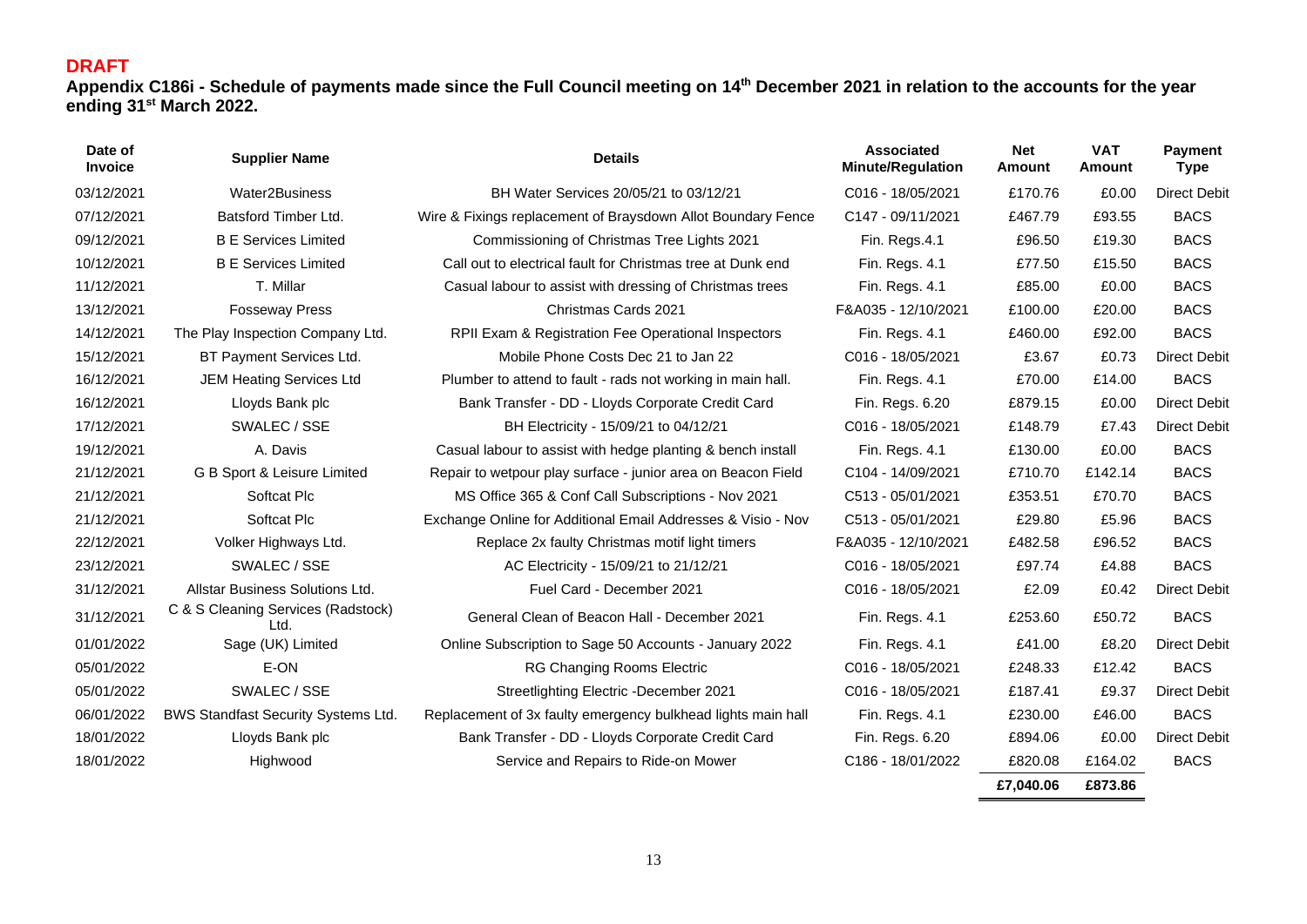**DRAFT**

**Appendix C186i - Schedule of payments made since the Full Council meeting on 14th December 2021 in relation to the accounts for the year ending 31st March 2022.**

| Date of Invoice | Supplier Name | Details | Associated Minute/Regulation | Net Amount | VAT Amount | Payment Type |
|---|---|---|---|---|---|---|
| 03/12/2021 | Water2Business | BH Water Services 20/05/21 to 03/12/21 | C016 - 18/05/2021 | £170.76 | £0.00 | Direct Debit |
| 07/12/2021 | Batsford Timber Ltd. | Wire & Fixings replacement of Braysdown Allot Boundary Fence | C147 - 09/11/2021 | £467.79 | £93.55 | BACS |
| 09/12/2021 | B E Services Limited | Commissioning of Christmas Tree Lights 2021 | Fin. Regs.4.1 | £96.50 | £19.30 | BACS |
| 10/12/2021 | B E Services Limited | Call out to electrical fault for Christmas tree at Dunk end | Fin. Regs. 4.1 | £77.50 | £15.50 | BACS |
| 11/12/2021 | T. Millar | Casual labour to assist with dressing of Christmas trees | Fin. Regs. 4.1 | £85.00 | £0.00 | BACS |
| 13/12/2021 | Fosseway Press | Christmas Cards 2021 | F&A035 - 12/10/2021 | £100.00 | £20.00 | BACS |
| 14/12/2021 | The Play Inspection Company Ltd. | RPII Exam & Registration Fee Operational Inspectors | Fin. Regs. 4.1 | £460.00 | £92.00 | BACS |
| 15/12/2021 | BT Payment Services Ltd. | Mobile Phone Costs Dec 21 to Jan 22 | C016 - 18/05/2021 | £3.67 | £0.73 | Direct Debit |
| 16/12/2021 | JEM Heating Services Ltd | Plumber to attend to fault - rads not working in main hall. | Fin. Regs. 4.1 | £70.00 | £14.00 | BACS |
| 16/12/2021 | Lloyds Bank plc | Bank Transfer - DD - Lloyds Corporate Credit Card | Fin. Regs. 6.20 | £879.15 | £0.00 | Direct Debit |
| 17/12/2021 | SWALEC / SSE | BH Electricity - 15/09/21 to 04/12/21 | C016 - 18/05/2021 | £148.79 | £7.43 | Direct Debit |
| 19/12/2021 | A. Davis | Casual labour to assist with hedge planting & bench install | Fin. Regs. 4.1 | £130.00 | £0.00 | BACS |
| 21/12/2021 | G B Sport & Leisure Limited | Repair to wetpour play surface - junior area on Beacon Field | C104 - 14/09/2021 | £710.70 | £142.14 | BACS |
| 21/12/2021 | Softcat Plc | MS Office 365 & Conf Call Subscriptions - Nov 2021 | C513 - 05/01/2021 | £353.51 | £70.70 | BACS |
| 21/12/2021 | Softcat Plc | Exchange Online for Additional Email Addresses & Visio - Nov | C513 - 05/01/2021 | £29.80 | £5.96 | BACS |
| 22/12/2021 | Volker Highways Ltd. | Replace 2x faulty Christmas motif light timers | F&A035 - 12/10/2021 | £482.58 | £96.52 | BACS |
| 23/12/2021 | SWALEC / SSE | AC Electricity - 15/09/21 to 21/12/21 | C016 - 18/05/2021 | £97.74 | £4.88 | BACS |
| 31/12/2021 | Allstar Business Solutions Ltd. | Fuel Card - December 2021 | C016 - 18/05/2021 | £2.09 | £0.42 | Direct Debit |
| 31/12/2021 | C & S Cleaning Services (Radstock) Ltd. | General Clean of Beacon Hall - December 2021 | Fin. Regs. 4.1 | £253.60 | £50.72 | BACS |
| 01/01/2022 | Sage (UK) Limited | Online Subscription to Sage 50 Accounts - January 2022 | Fin. Regs. 4.1 | £41.00 | £8.20 | Direct Debit |
| 05/01/2022 | E-ON | RG Changing Rooms Electric | C016 - 18/05/2021 | £248.33 | £12.42 | BACS |
| 05/01/2022 | SWALEC / SSE | Streetlighting Electric -December 2021 | C016 - 18/05/2021 | £187.41 | £9.37 | Direct Debit |
| 06/01/2022 | BWS Standfast Security Systems Ltd. | Replacement of 3x faulty emergency bulkhead lights main hall | Fin. Regs. 4.1 | £230.00 | £46.00 | BACS |
| 18/01/2022 | Lloyds Bank plc | Bank Transfer - DD - Lloyds Corporate Credit Card | Fin. Regs. 6.20 | £894.06 | £0.00 | Direct Debit |
| 18/01/2022 | Highwood | Service and Repairs to Ride-on Mower | C186 - 18/01/2022 | £820.08 | £164.02 | BACS |
| | | | | **£7,040.06** | **£873.86** | |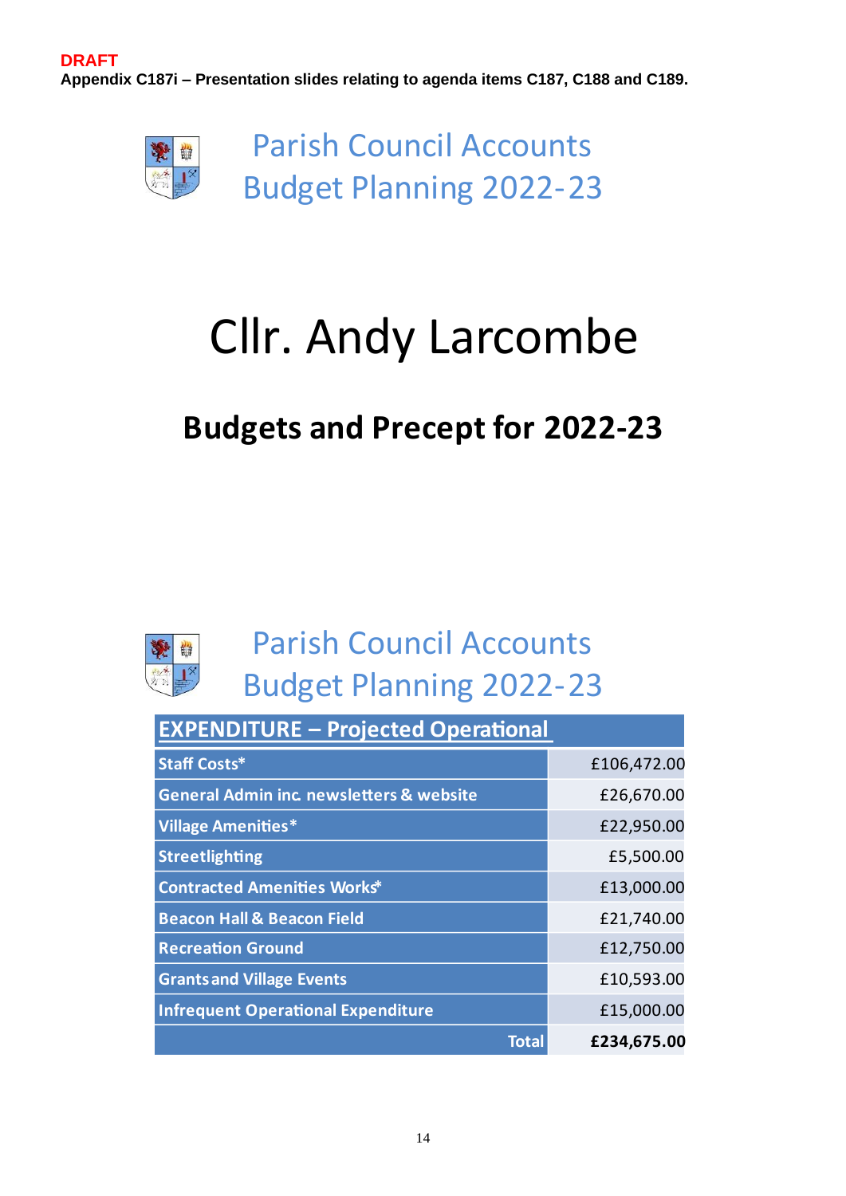**DRAFT**

**Appendix C187i – Presentation slides relating to agenda items C187, C188 and C189.**

## Parish Council Accounts
## Budget Planning 2022-23

# Cllr. Andy Larcombe

## Budgets and Precept for 2022-23

## Parish Council Accounts
## Budget Planning 2022-23

| EXPENDITURE – Projected Operational | |
|---|---|
| Staff Costs* | £106,472.00 |
| General Admin inc. newsletters & website | £26,670.00 |
| Village Amenities* | £22,950.00 |
| Streetlighting | £5,500.00 |
| Contracted Amenities Works* | £13,000.00 |
| Beacon Hall & Beacon Field | £21,740.00 |
| Recreation Ground | £12,750.00 |
| Grants and Village Events | £10,593.00 |
| Infrequent Operational Expenditure | £15,000.00 |
| **Total** | **£234,675.00** |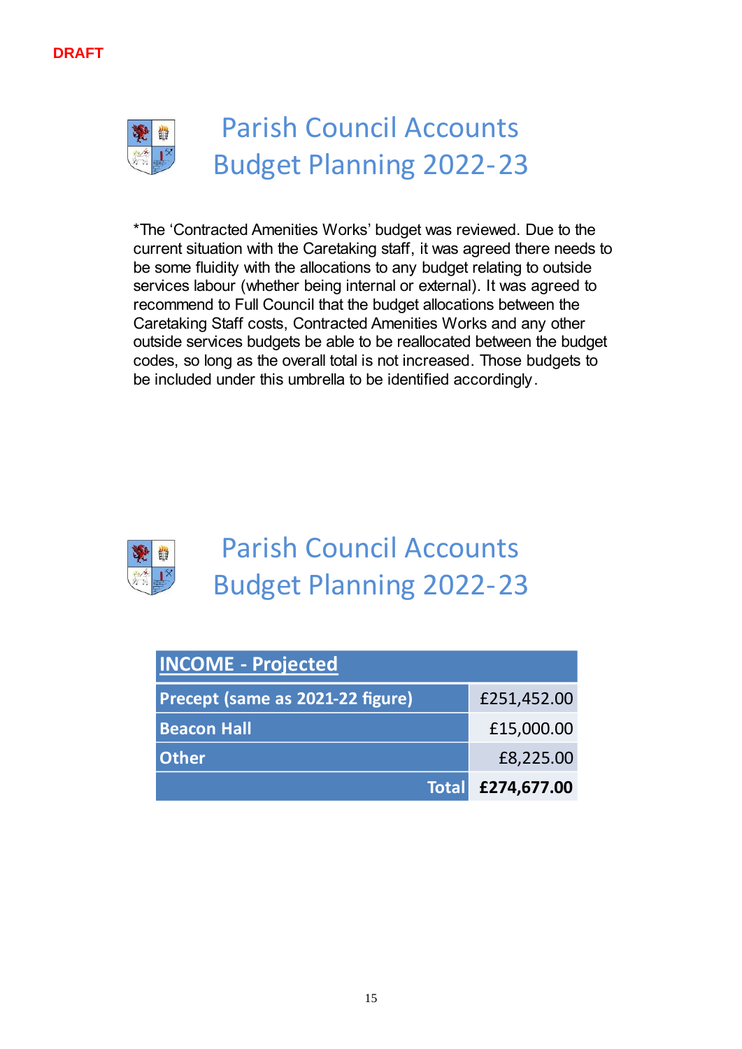DRAFT

# Parish Council Accounts Budget Planning 2022-23

*The ‘Contracted Amenities Works’ budget was reviewed. Due to the current situation with the Caretaking staff, it was agreed there needs to be some fluidity with the allocations to any budget relating to outside services labour (whether being internal or external). It was agreed to recommend to Full Council that the budget allocations between the Caretaking Staff costs, Contracted Amenities Works and any other outside services budgets be able to be reallocated between the budget codes, so long as the overall total is not increased. Those budgets to be included under this umbrella to be identified accordingly.

# Parish Council Accounts Budget Planning 2022-23

| **INCOME - Projected** | |
|---|---|
| **Precept (same as 2021-22 figure)** | £251,452.00 |
| **Beacon Hall** | £15,000.00 |
| **Other** | £8,225.00 |
| **Total** | **£274,677.00** |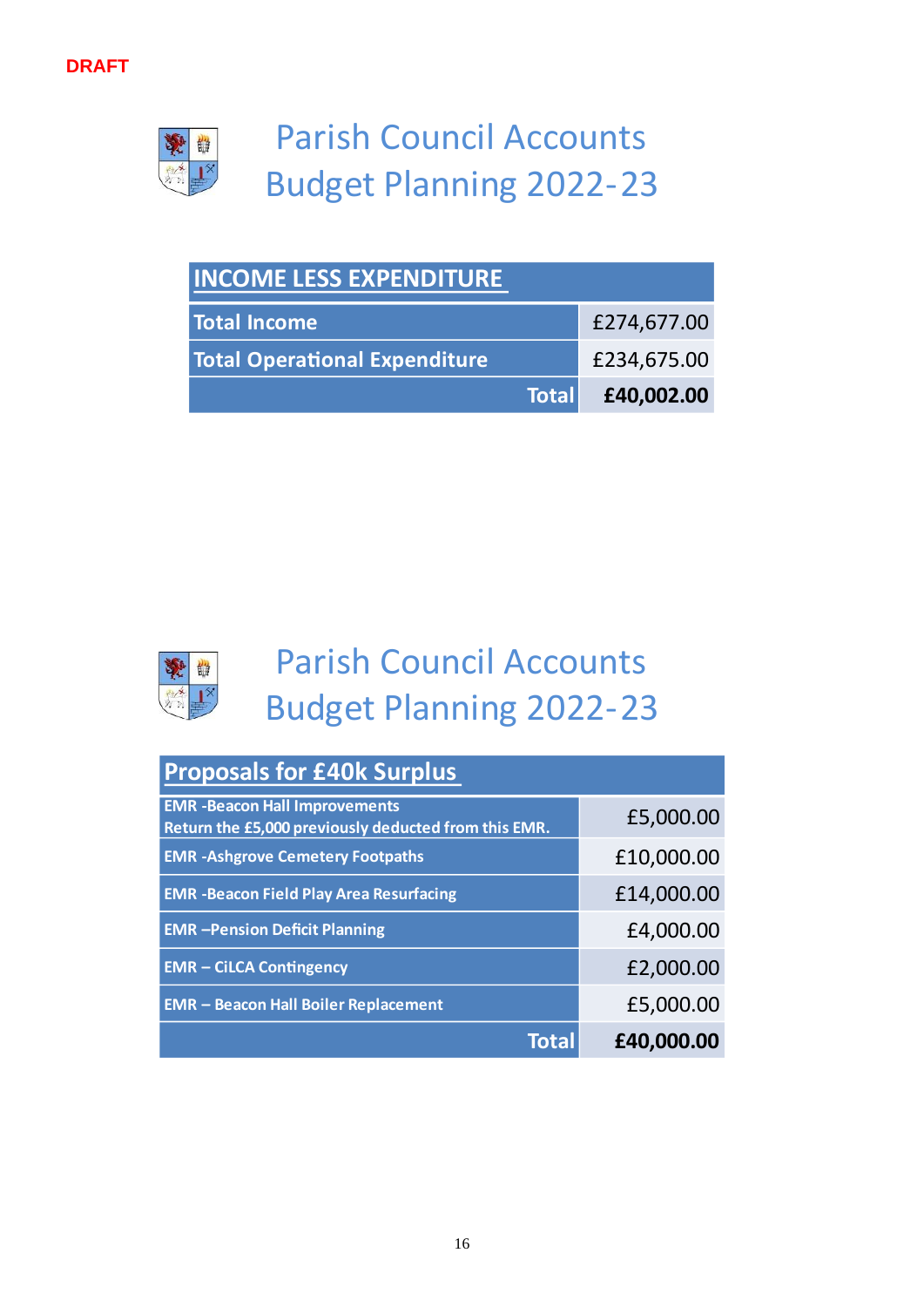DRAFT

# Parish Council Accounts Budget Planning 2022-23

| INCOME LESS EXPENDITURE | |
|---|---|
| Total Income | £274,677.00 |
| Total Operational Expenditure | £234,675.00 |
| **Total** | **£40,002.00** |

# Parish Council Accounts Budget Planning 2022-23

| Proposals for £40k Surplus | |
|---|---|
| EMR -Beacon Hall Improvements Return the £5,000 previously deducted from this EMR. | £5,000.00 |
| EMR -Ashgrove Cemetery Footpaths | £10,000.00 |
| EMR -Beacon Field Play Area Resurfacing | £14,000.00 |
| EMR –Pension Deficit Planning | £4,000.00 |
| EMR – CiLCA Contingency | £2,000.00 |
| EMR – Beacon Hall Boiler Replacement | £5,000.00 |
| **Total** | **£40,000.00** |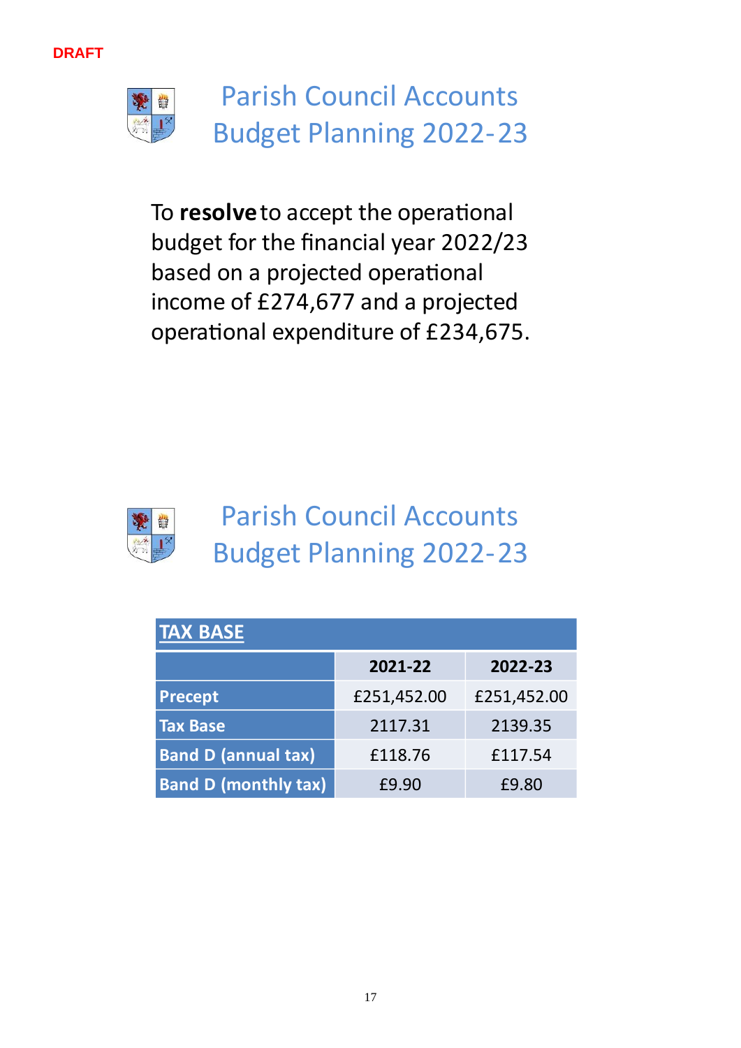DRAFT

# Parish Council Accounts Budget Planning 2022-23

To **resolve** to accept the operational budget for the financial year 2022/23 based on a projected operational income of £274,677 and a projected operational expenditure of £234,675.

# Parish Council Accounts Budget Planning 2022-23

| TAX BASE | | |
|---|---|---|
| | **2021-22** | **2022-23** |
| **Precept** | £251,452.00 | £251,452.00 |
| **Tax Base** | 2117.31 | 2139.35 |
| **Band D (annual tax)** | £118.76 | £117.54 |
| **Band D (monthly tax)** | £9.90 | £9.80 |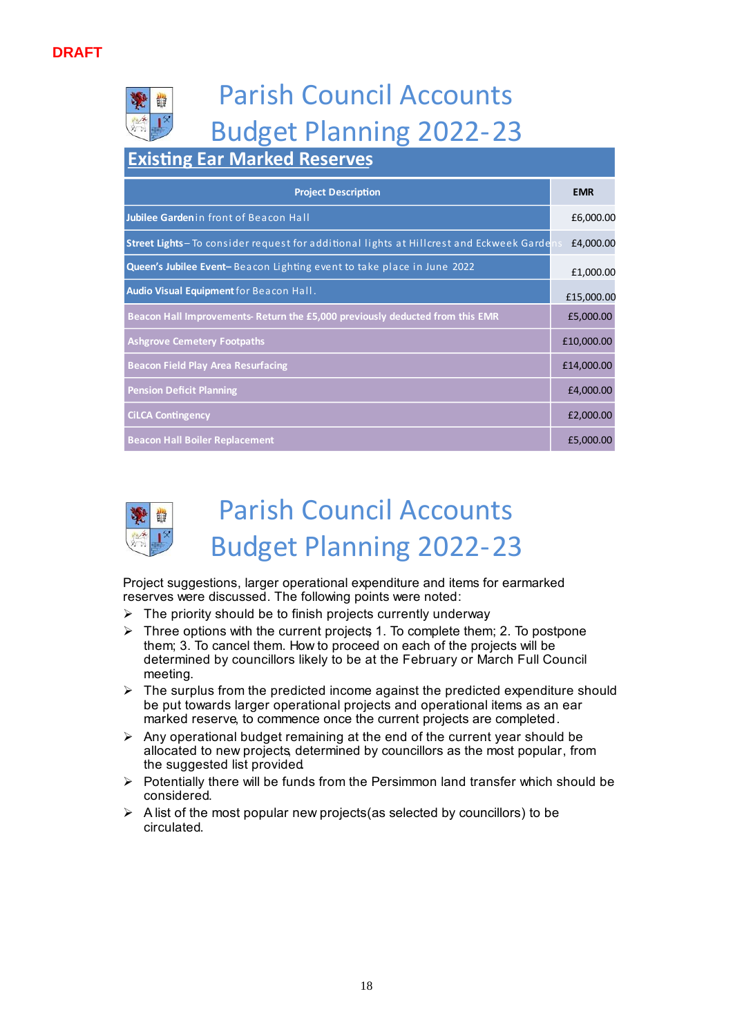DRAFT

# Parish Council Accounts Budget Planning 2022-23

## Existing Ear Marked Reserves

| Project Description | EMR |
|---|---|
| **Jubilee Garden** in front of Beacon Hall | £6,000.00 |
| **Street Lights** – To consider request for additional lights at Hillcrest and Eckweek Gardens | £4,000.00 |
| **Queen's Jubilee Event** – Beacon Lighting event to take place in June 2022 | £1,000.00 |
| **Audio Visual Equipment** for Beacon Hall. | £15,000.00 |
| Beacon Hall Improvements- Return the £5,000 previously deducted from this EMR | £5,000.00 |
| Ashgrove Cemetery Footpaths | £10,000.00 |
| Beacon Field Play Area Resurfacing | £14,000.00 |
| Pension Deficit Planning | £4,000.00 |
| CiLCA Contingency | £2,000.00 |
| Beacon Hall Boiler Replacement | £5,000.00 |

# Parish Council Accounts Budget Planning 2022-23

Project suggestions, larger operational expenditure and items for earmarked reserves were discussed. The following points were noted:

- The priority should be to finish projects currently underway
- Three options with the current projects; 1. To complete them; 2. To postpone them; 3. To cancel them. How to proceed on each of the projects will be determined by councillors likely to be at the February or March Full Council meeting.
- The surplus from the predicted income against the predicted expenditure should be put towards larger operational projects and operational items as an ear marked reserve, to commence once the current projects are completed.
- Any operational budget remaining at the end of the current year should be allocated to new projects, determined by councillors as the most popular, from the suggested list provided.
- Potentially there will be funds from the Persimmon land transfer which should be considered.
- A list of the most popular new projects(as selected by councillors) to be circulated.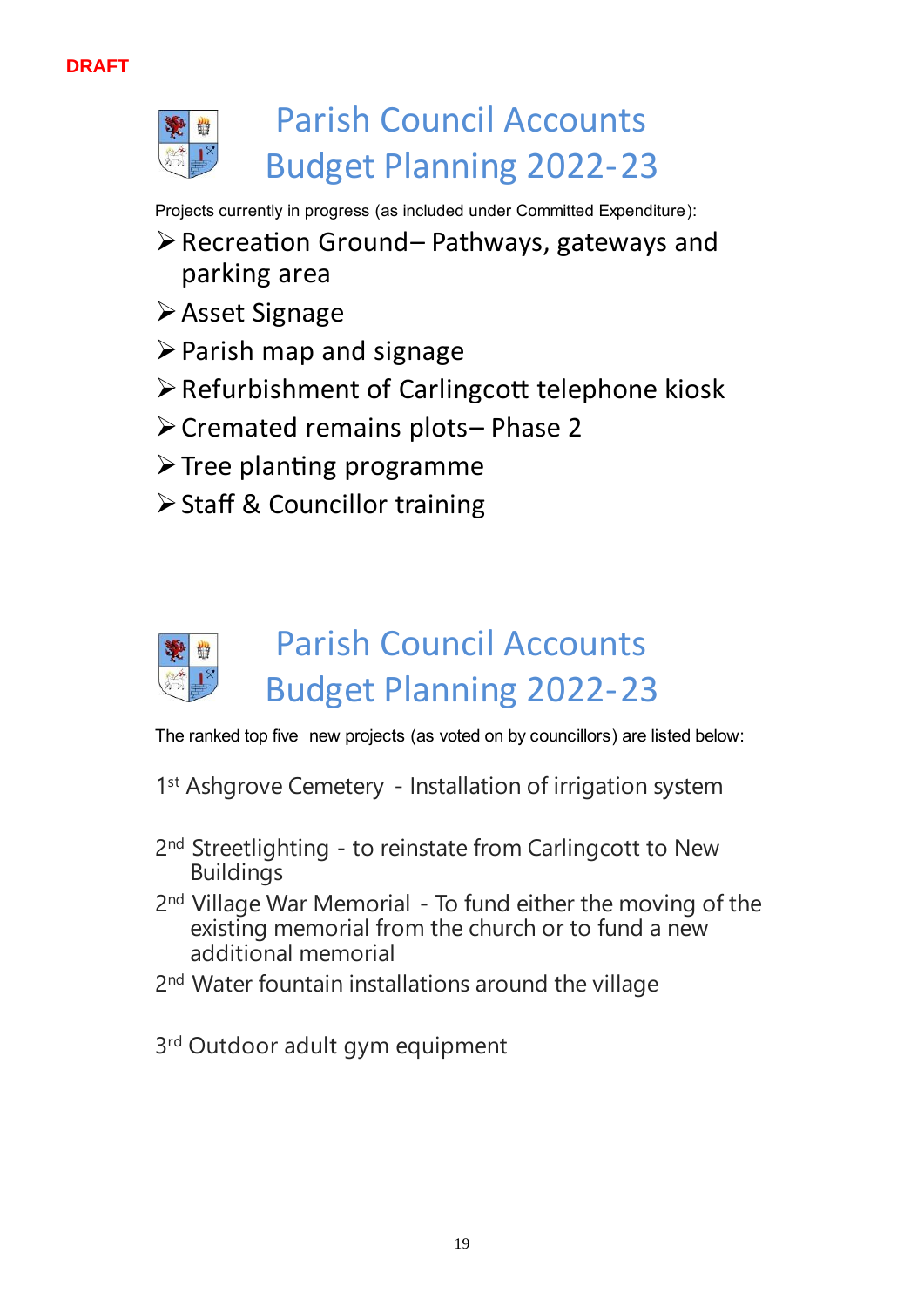DRAFT

# Parish Council Accounts Budget Planning 2022-23

Projects currently in progress (as included under Committed Expenditure):

- Recreation Ground– Pathways, gateways and parking area
- Asset Signage
- Parish map and signage
- Refurbishment of Carlingcott telephone kiosk
- Cremated remains plots– Phase 2
- Tree planting programme
- Staff & Councillor training

# Parish Council Accounts Budget Planning 2022-23

The ranked top five new projects (as voted on by councillors) are listed below:

1st Ashgrove Cemetery - Installation of irrigation system

2nd Streetlighting - to reinstate from Carlingcott to New Buildings

2nd Village War Memorial - To fund either the moving of the existing memorial from the church or to fund a new additional memorial

2nd Water fountain installations around the village

3rd Outdoor adult gym equipment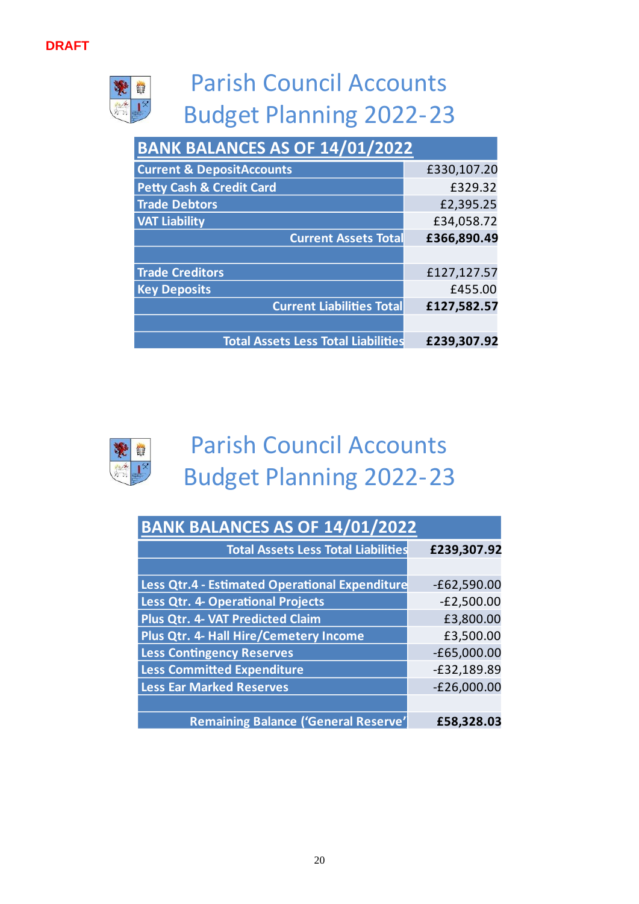DRAFT

# Parish Council Accounts Budget Planning 2022-23

| BANK BALANCES AS OF 14/01/2022 | |
|---|---|
| Current & DepositAccounts | £330,107.20 |
| Petty Cash & Credit Card | £329.32 |
| Trade Debtors | £2,395.25 |
| VAT Liability | £34,058.72 |
| **Current Assets Total** | **£366,890.49** |
| | |
| Trade Creditors | £127,127.57 |
| Key Deposits | £455.00 |
| **Current Liabilities Total** | **£127,582.57** |
| | |
| **Total Assets Less Total Liabilities** | **£239,307.92** |

# Parish Council Accounts Budget Planning 2022-23

| BANK BALANCES AS OF 14/01/2022 | |
|---|---|
| **Total Assets Less Total Liabilities** | **£239,307.92** |
| | |
| Less Qtr.4 - Estimated Operational Expenditure | -£62,590.00 |
| Less Qtr. 4- Operational Projects | -£2,500.00 |
| Plus Qtr. 4- VAT Predicted Claim | £3,800.00 |
| Plus Qtr. 4- Hall Hire/Cemetery Income | £3,500.00 |
| Less Contingency Reserves | -£65,000.00 |
| Less Committed Expenditure | -£32,189.89 |
| Less Ear Marked Reserves | -£26,000.00 |
| | |
| **Remaining Balance ('General Reserve'** | **£58,328.03** |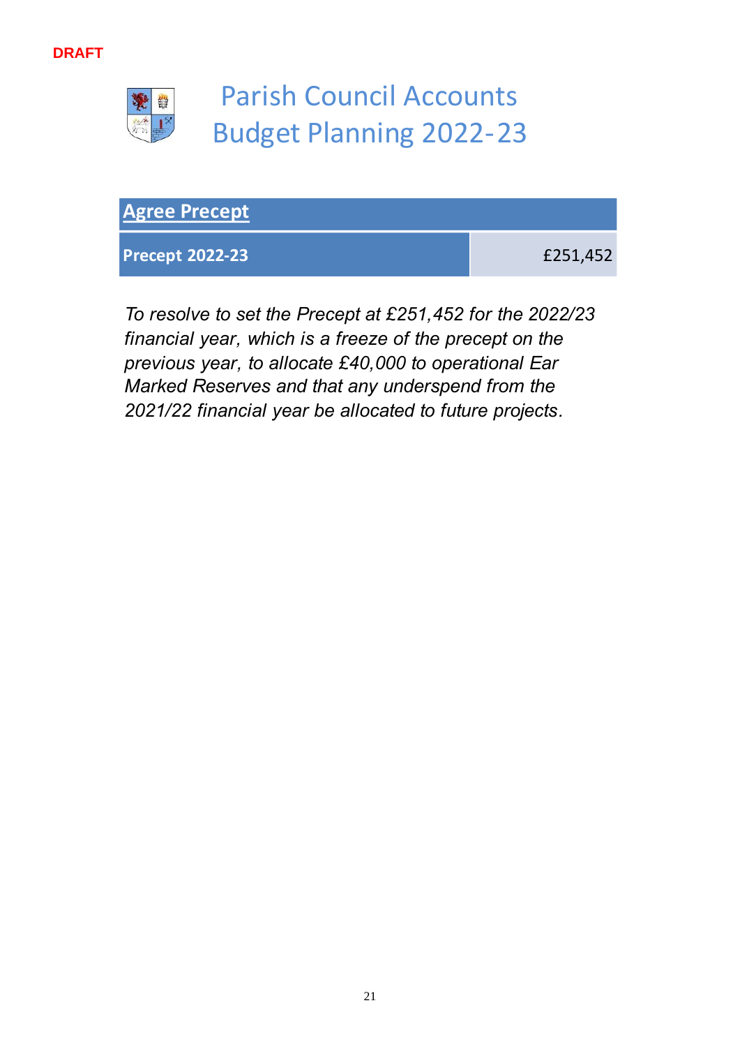DRAFT

# Parish Council Accounts
# Budget Planning 2022-23

| **Agree Precept** | |
|---|---|
| **Precept 2022-23** | £251,452 |

*To resolve to set the Precept at £251,452 for the 2022/23 financial year, which is a freeze of the precept on the previous year, to allocate £40,000 to operational Ear Marked Reserves and that any underspend from the 2021/22 financial year be allocated to future projects.*